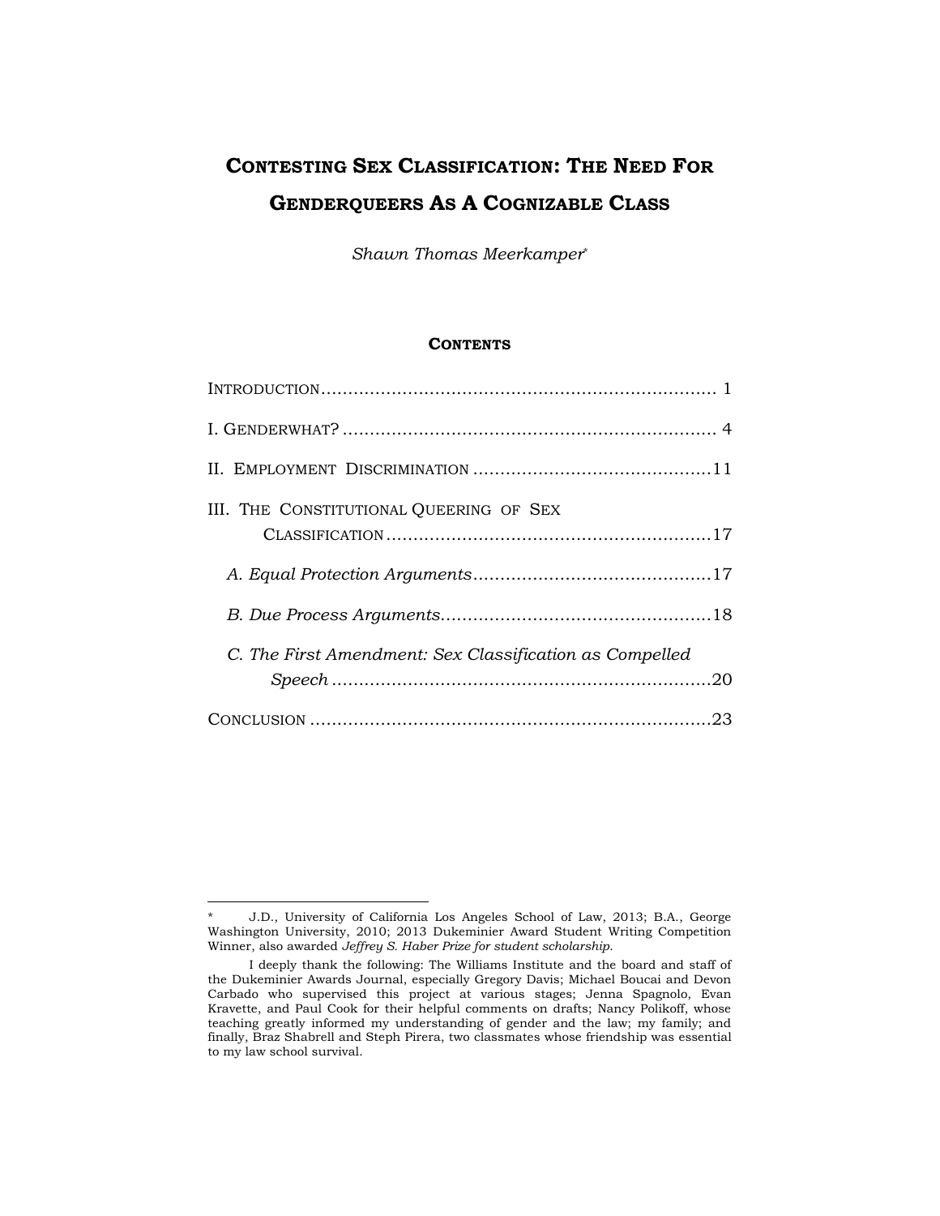# CONTESTING SEX CLASSIFICATION: THE NEED FOR GENDERQUEERS AS A COGNIZABLE CLASS

*Shawn Thomas Meerkamper**

## CONTENTS

INTRODUCTION ........................................................................ 1

I. GENDERWHAT? ...................................................................... 4

II. EMPLOYMENT DISCRIMINATION ........................................... 11

III. THE CONSTITUTIONAL QUEERING OF SEX CLASSIFICATION ........................................................... 17

*A. Equal Protection Arguments* ........................................... 17

*B. Due Process Arguments* ................................................. 18

*C. The First Amendment: Sex Classification as Compelled Speech* ...................................................................... 20

CONCLUSION ......................................................................... 23

---

\* J.D., University of California Los Angeles School of Law, 2013; B.A., George Washington University, 2010; 2013 Dukeminier Award Student Writing Competition Winner, also awarded *Jeffrey S. Haber Prize for student scholarship*.

I deeply thank the following: The Williams Institute and the board and staff of the Dukeminier Awards Journal, especially Gregory Davis; Michael Boucai and Devon Carbado who supervised this project at various stages; Jenna Spagnolo, Evan Kravette, and Paul Cook for their helpful comments on drafts; Nancy Polikoff, whose teaching greatly informed my understanding of gender and the law; my family; and finally, Braz Shabrell and Steph Pirera, two classmates whose friendship was essential to my law school survival.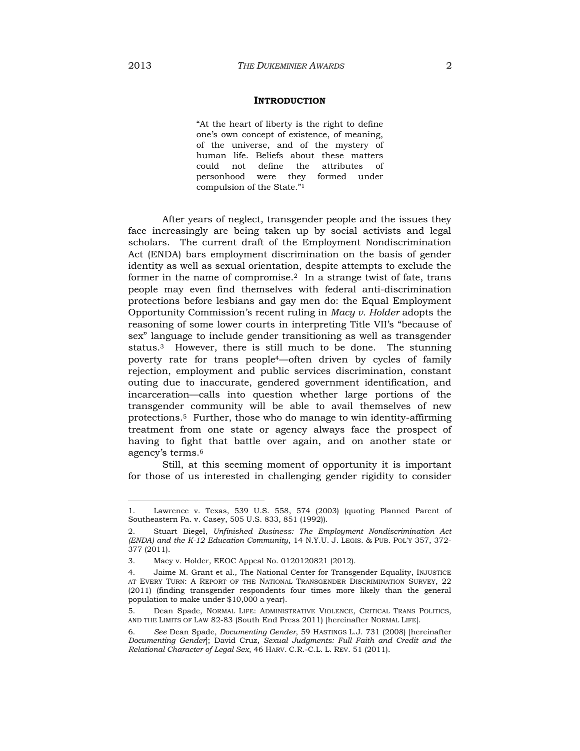## INTRODUCTION

> "At the heart of liberty is the right to define one's own concept of existence, of meaning, of the universe, and of the mystery of human life. Beliefs about these matters could not define the attributes of personhood were they formed under compulsion of the State."[1]

After years of neglect, transgender people and the issues they face increasingly are being taken up by social activists and legal scholars. The current draft of the Employment Nondiscrimination Act (ENDA) bars employment discrimination on the basis of gender identity as well as sexual orientation, despite attempts to exclude the former in the name of compromise.[2] In a strange twist of fate, trans people may even find themselves with federal anti-discrimination protections before lesbians and gay men do: the Equal Employment Opportunity Commission's recent ruling in *Macy v. Holder* adopts the reasoning of some lower courts in interpreting Title VII's "because of sex" language to include gender transitioning as well as transgender status.[3] However, there is still much to be done. The stunning poverty rate for trans people[4]—often driven by cycles of family rejection, employment and public services discrimination, constant outing due to inaccurate, gendered government identification, and incarceration—calls into question whether large portions of the transgender community will be able to avail themselves of new protections.[5] Further, those who do manage to win identity-affirming treatment from one state or agency always face the prospect of having to fight that battle over again, and on another state or agency's terms.[6]

Still, at this seeming moment of opportunity it is important for those of us interested in challenging gender rigidity to consider

---

1. Lawrence v. Texas, 539 U.S. 558, 574 (2003) (quoting Planned Parent of Southeastern Pa. v. Casey, 505 U.S. 833, 851 (1992)).

2. Stuart Biegel, *Unfinished Business: The Employment Nondiscrimination Act (ENDA) and the K-12 Education Community*, 14 N.Y.U. J. LEGIS. & PUB. POL'Y 357, 372-377 (2011).

3. Macy v. Holder, EEOC Appeal No. 0120120821 (2012).

4. Jaime M. Grant et al., The National Center for Transgender Equality, INJUSTICE AT EVERY TURN: A REPORT OF THE NATIONAL TRANSGENDER DISCRIMINATION SURVEY, 22 (2011) (finding transgender respondents four times more likely than the general population to make under $10,000 a year).

5. Dean Spade, NORMAL LIFE: ADMINISTRATIVE VIOLENCE, CRITICAL TRANS POLITICS, AND THE LIMITS OF LAW 82-83 (South End Press 2011) [hereinafter NORMAL LIFE].

6. *See* Dean Spade, *Documenting Gender*, 59 HASTINGS L.J. 731 (2008) [hereinafter *Documenting Gender*]; David Cruz, *Sexual Judgments: Full Faith and Credit and the Relational Character of Legal Sex*, 46 HARV. C.R.-C.L. L. REV. 51 (2011).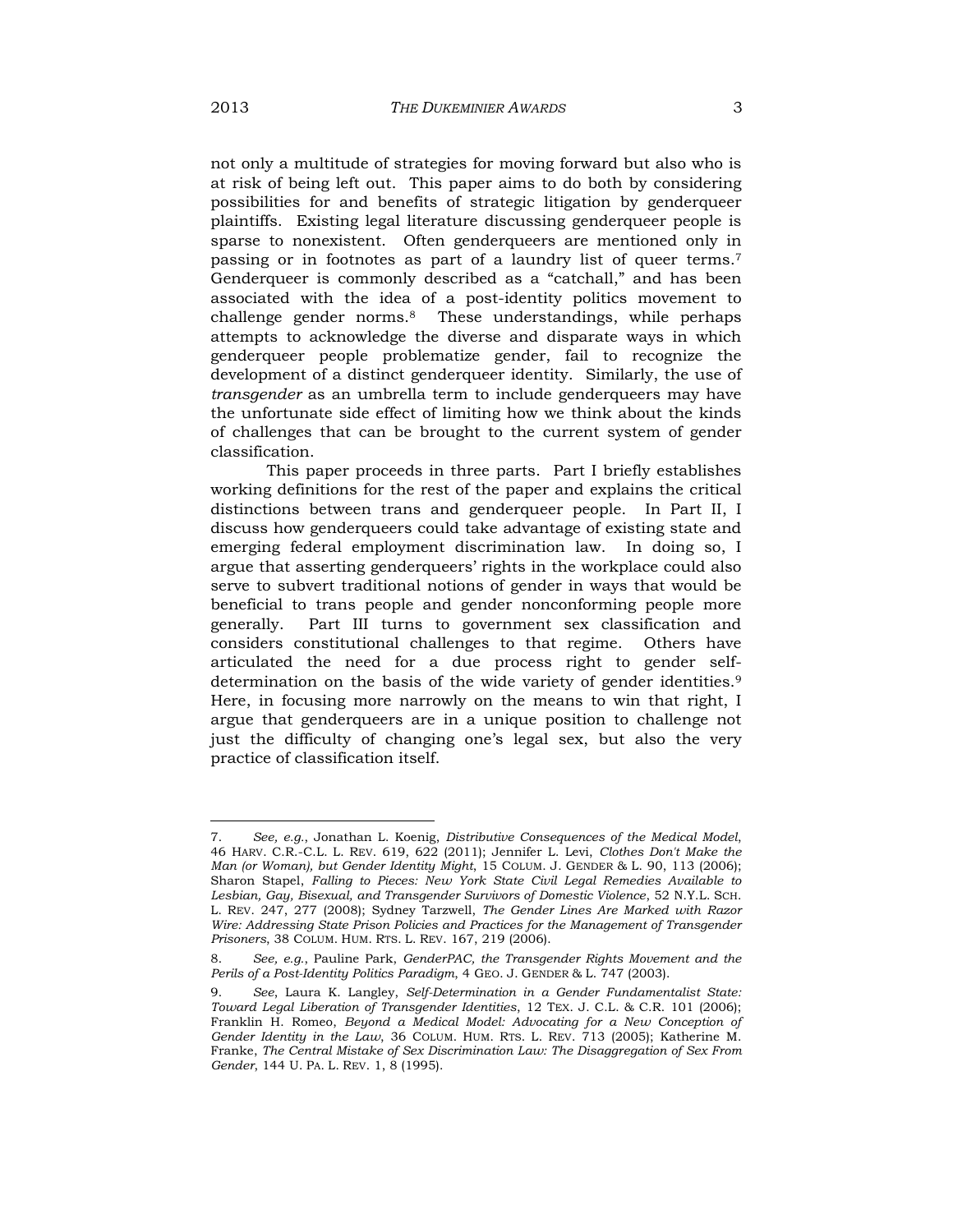not only a multitude of strategies for moving forward but also who is at risk of being left out. This paper aims to do both by considering possibilities for and benefits of strategic litigation by genderqueer plaintiffs. Existing legal literature discussing genderqueer people is sparse to nonexistent. Often genderqueers are mentioned only in passing or in footnotes as part of a laundry list of queer terms.[7] Genderqueer is commonly described as a "catchall," and has been associated with the idea of a post-identity politics movement to challenge gender norms.[8] These understandings, while perhaps attempts to acknowledge the diverse and disparate ways in which genderqueer people problematize gender, fail to recognize the development of a distinct genderqueer identity. Similarly, the use of *transgender* as an umbrella term to include genderqueers may have the unfortunate side effect of limiting how we think about the kinds of challenges that can be brought to the current system of gender classification.

This paper proceeds in three parts. Part I briefly establishes working definitions for the rest of the paper and explains the critical distinctions between trans and genderqueer people. In Part II, I discuss how genderqueers could take advantage of existing state and emerging federal employment discrimination law. In doing so, I argue that asserting genderqueers' rights in the workplace could also serve to subvert traditional notions of gender in ways that would be beneficial to trans people and gender nonconforming people more generally. Part III turns to government sex classification and considers constitutional challenges to that regime. Others have articulated the need for a due process right to gender self-determination on the basis of the wide variety of gender identities.[9] Here, in focusing more narrowly on the means to win that right, I argue that genderqueers are in a unique position to challenge not just the difficulty of changing one's legal sex, but also the very practice of classification itself.

---

7. *See, e.g.*, Jonathan L. Koenig, *Distributive Consequences of the Medical Model*, 46 HARV. C.R.-C.L. L. REV. 619, 622 (2011); Jennifer L. Levi, *Clothes Don't Make the Man (or Woman), but Gender Identity Might*, 15 COLUM. J. GENDER & L. 90, 113 (2006); Sharon Stapel, *Falling to Pieces: New York State Civil Legal Remedies Available to Lesbian, Gay, Bisexual, and Transgender Survivors of Domestic Violence*, 52 N.Y.L. SCH. L. REV. 247, 277 (2008); Sydney Tarzwell, *The Gender Lines Are Marked with Razor Wire: Addressing State Prison Policies and Practices for the Management of Transgender Prisoners*, 38 COLUM. HUM. RTS. L. REV. 167, 219 (2006).

8. *See, e.g.*, Pauline Park, *GenderPAC, the Transgender Rights Movement and the Perils of a Post-Identity Politics Paradigm*, 4 GEO. J. GENDER & L. 747 (2003).

9. *See*, Laura K. Langley, *Self-Determination in a Gender Fundamentalist State: Toward Legal Liberation of Transgender Identities*, 12 TEX. J. C.L. & C.R. 101 (2006); Franklin H. Romeo, *Beyond a Medical Model: Advocating for a New Conception of Gender Identity in the Law*, 36 COLUM. HUM. RTS. L. REV. 713 (2005); Katherine M. Franke, *The Central Mistake of Sex Discrimination Law: The Disaggregation of Sex From Gender*, 144 U. PA. L. REV. 1, 8 (1995).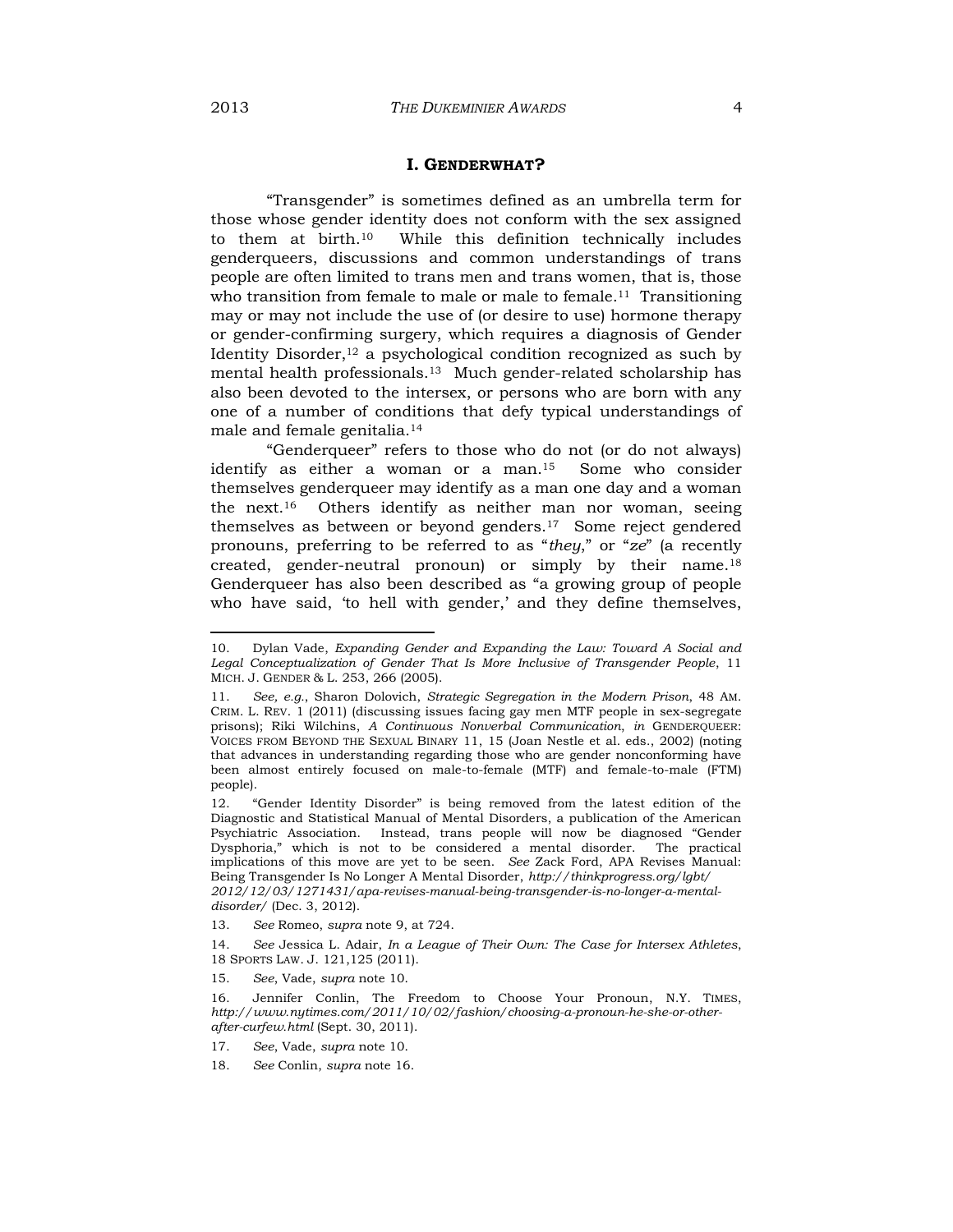## I. GENDERWHAT?

"Transgender" is sometimes defined as an umbrella term for those whose gender identity does not conform with the sex assigned to them at birth.[10] While this definition technically includes genderqueers, discussions and common understandings of trans people are often limited to trans men and trans women, that is, those who transition from female to male or male to female.[11] Transitioning may or may not include the use of (or desire to use) hormone therapy or gender-confirming surgery, which requires a diagnosis of Gender Identity Disorder,[12] a psychological condition recognized as such by mental health professionals.[13] Much gender-related scholarship has also been devoted to the intersex, or persons who are born with any one of a number of conditions that defy typical understandings of male and female genitalia.[14]

"Genderqueer" refers to those who do not (or do not always) identify as either a woman or a man.[15] Some who consider themselves genderqueer may identify as a man one day and a woman the next.[16] Others identify as neither man nor woman, seeing themselves as between or beyond genders.[17] Some reject gendered pronouns, preferring to be referred to as "*they*," or "*ze*" (a recently created, gender-neutral pronoun) or simply by their name.[18] Genderqueer has also been described as "a growing group of people who have said, 'to hell with gender,' and they define themselves,

---

10. Dylan Vade, *Expanding Gender and Expanding the Law: Toward A Social and Legal Conceptualization of Gender That Is More Inclusive of Transgender People*, 11 MICH. J. GENDER & L. 253, 266 (2005).

11. *See, e.g.*, Sharon Dolovich, *Strategic Segregation in the Modern Prison*, 48 AM. CRIM. L. REV. 1 (2011) (discussing issues facing gay men MTF people in sex-segregate prisons); Riki Wilchins, *A Continuous Nonverbal Communication*, *in* GENDERQUEER: VOICES FROM BEYOND THE SEXUAL BINARY 11, 15 (Joan Nestle et al. eds., 2002) (noting that advances in understanding regarding those who are gender nonconforming have been almost entirely focused on male-to-female (MTF) and female-to-male (FTM) people).

12. "Gender Identity Disorder" is being removed from the latest edition of the Diagnostic and Statistical Manual of Mental Disorders, a publication of the American Psychiatric Association. Instead, trans people will now be diagnosed "Gender Dysphoria," which is not to be considered a mental disorder. The practical implications of this move are yet to be seen. *See* Zack Ford, APA Revises Manual: Being Transgender Is No Longer A Mental Disorder, *http://thinkprogress.org/lgbt/2012/12/03/1271431/apa-revises-manual-being-transgender-is-no-longer-a-mental-disorder/* (Dec. 3, 2012).

13. *See* Romeo, *supra* note 9, at 724.

14. *See* Jessica L. Adair, *In a League of Their Own: The Case for Intersex Athletes*, 18 SPORTS LAW. J. 121,125 (2011).

15. *See*, Vade, *supra* note 10.

16. Jennifer Conlin, The Freedom to Choose Your Pronoun, N.Y. TIMES, *http://www.nytimes.com/2011/10/02/fashion/choosing-a-pronoun-he-she-or-other-after-curfew.html* (Sept. 30, 2011).

17. *See*, Vade, *supra* note 10.

18. *See* Conlin, *supra* note 16.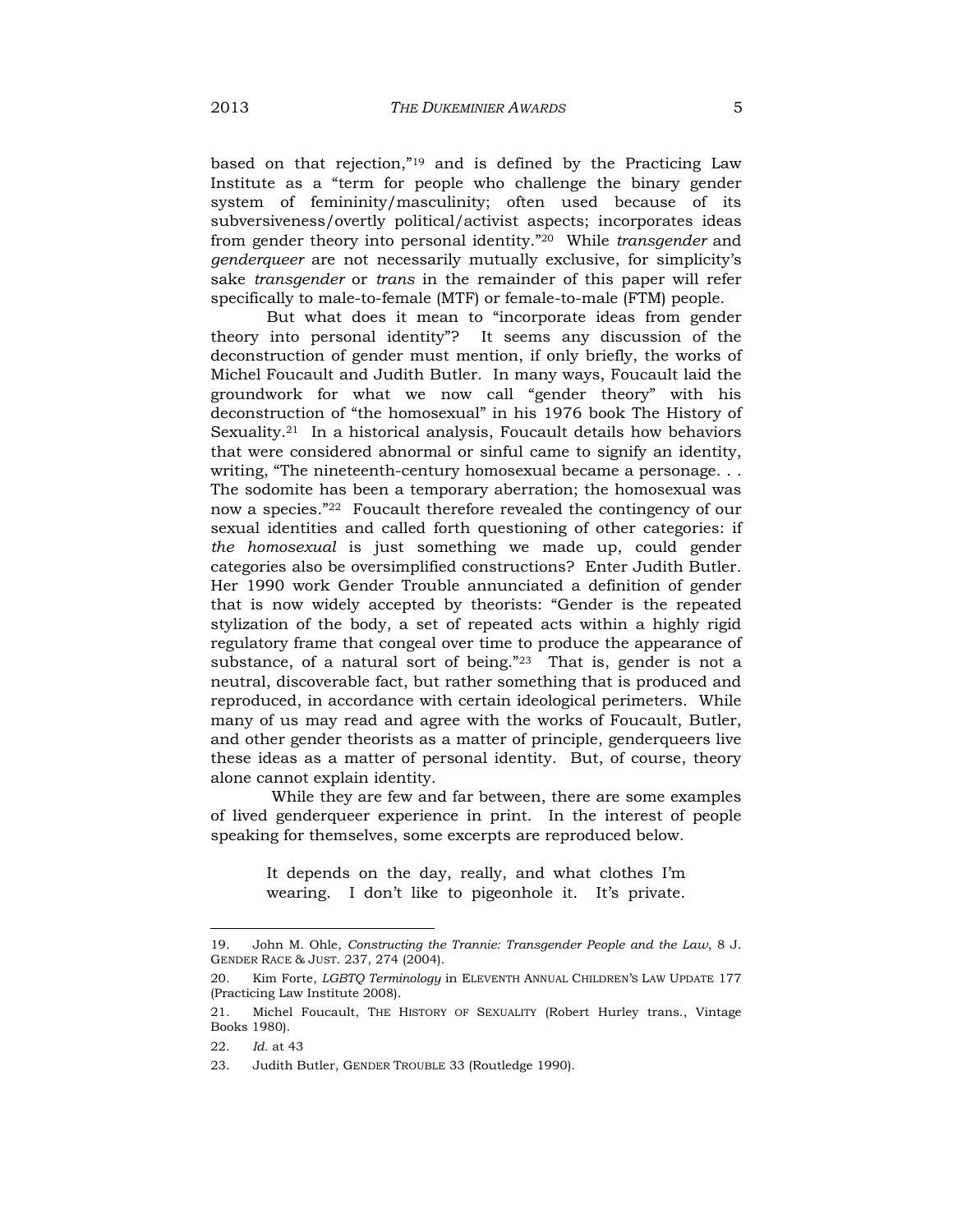based on that rejection,"[19] and is defined by the Practicing Law Institute as a "term for people who challenge the binary gender system of femininity/masculinity; often used because of its subversiveness/overtly political/activist aspects; incorporates ideas from gender theory into personal identity."[20] While *transgender* and *genderqueer* are not necessarily mutually exclusive, for simplicity's sake *transgender* or *trans* in the remainder of this paper will refer specifically to male-to-female (MTF) or female-to-male (FTM) people.

But what does it mean to "incorporate ideas from gender theory into personal identity"? It seems any discussion of the deconstruction of gender must mention, if only briefly, the works of Michel Foucault and Judith Butler. In many ways, Foucault laid the groundwork for what we now call "gender theory" with his deconstruction of "the homosexual" in his 1976 book The History of Sexuality.[21] In a historical analysis, Foucault details how behaviors that were considered abnormal or sinful came to signify an identity, writing, "The nineteenth-century homosexual became a personage. . . The sodomite has been a temporary aberration; the homosexual was now a species."[22] Foucault therefore revealed the contingency of our sexual identities and called forth questioning of other categories: if *the homosexual* is just something we made up, could gender categories also be oversimplified constructions? Enter Judith Butler. Her 1990 work Gender Trouble annunciated a definition of gender that is now widely accepted by theorists: "Gender is the repeated stylization of the body, a set of repeated acts within a highly rigid regulatory frame that congeal over time to produce the appearance of substance, of a natural sort of being."[23] That is, gender is not a neutral, discoverable fact, but rather something that is produced and reproduced, in accordance with certain ideological perimeters. While many of us may read and agree with the works of Foucault, Butler, and other gender theorists as a matter of principle, genderqueers live these ideas as a matter of personal identity. But, of course, theory alone cannot explain identity.

While they are few and far between, there are some examples of lived genderqueer experience in print. In the interest of people speaking for themselves, some excerpts are reproduced below.

> It depends on the day, really, and what clothes I'm wearing. I don't like to pigeonhole it. It's private.

---

19. John M. Ohle, *Constructing the Trannie: Transgender People and the Law*, 8 J. GENDER RACE & JUST. 237, 274 (2004).

20. Kim Forte, *LGBTQ Terminology* in ELEVENTH ANNUAL CHILDREN'S LAW UPDATE 177 (Practicing Law Institute 2008).

21. Michel Foucault, THE HISTORY OF SEXUALITY (Robert Hurley trans., Vintage Books 1980).

22. *Id.* at 43

23. Judith Butler, GENDER TROUBLE 33 (Routledge 1990).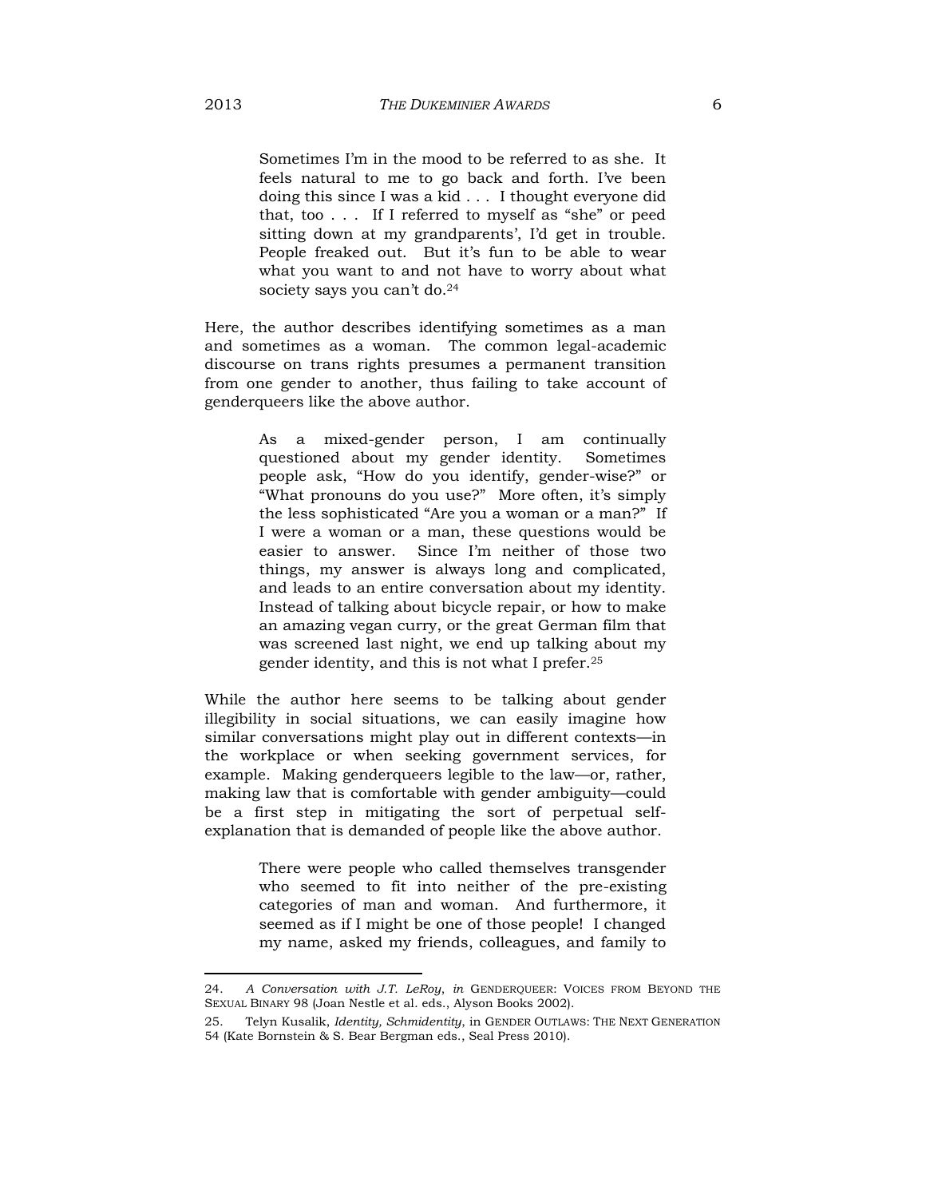> Sometimes I'm in the mood to be referred to as she. It feels natural to me to go back and forth. I've been doing this since I was a kid . . . I thought everyone did that, too . . . If I referred to myself as "she" or peed sitting down at my grandparents', I'd get in trouble. People freaked out. But it's fun to be able to wear what you want to and not have to worry about what society says you can't do.[24]

Here, the author describes identifying sometimes as a man and sometimes as a woman. The common legal-academic discourse on trans rights presumes a permanent transition from one gender to another, thus failing to take account of genderqueers like the above author.

> As a mixed-gender person, I am continually questioned about my gender identity. Sometimes people ask, "How do you identify, gender-wise?" or "What pronouns do you use?" More often, it's simply the less sophisticated "Are you a woman or a man?" If I were a woman or a man, these questions would be easier to answer. Since I'm neither of those two things, my answer is always long and complicated, and leads to an entire conversation about my identity. Instead of talking about bicycle repair, or how to make an amazing vegan curry, or the great German film that was screened last night, we end up talking about my gender identity, and this is not what I prefer.[25]

While the author here seems to be talking about gender illegibility in social situations, we can easily imagine how similar conversations might play out in different contexts—in the workplace or when seeking government services, for example. Making genderqueers legible to the law—or, rather, making law that is comfortable with gender ambiguity—could be a first step in mitigating the sort of perpetual self-explanation that is demanded of people like the above author.

> There were people who called themselves transgender who seemed to fit into neither of the pre-existing categories of man and woman. And furthermore, it seemed as if I might be one of those people! I changed my name, asked my friends, colleagues, and family to

---

24. *A Conversation with J.T. LeRoy*, *in* GENDERQUEER: VOICES FROM BEYOND THE SEXUAL BINARY 98 (Joan Nestle et al. eds., Alyson Books 2002).

25. Telyn Kusalik, *Identity, Schmidentity*, in GENDER OUTLAWS: THE NEXT GENERATION 54 (Kate Bornstein & S. Bear Bergman eds., Seal Press 2010).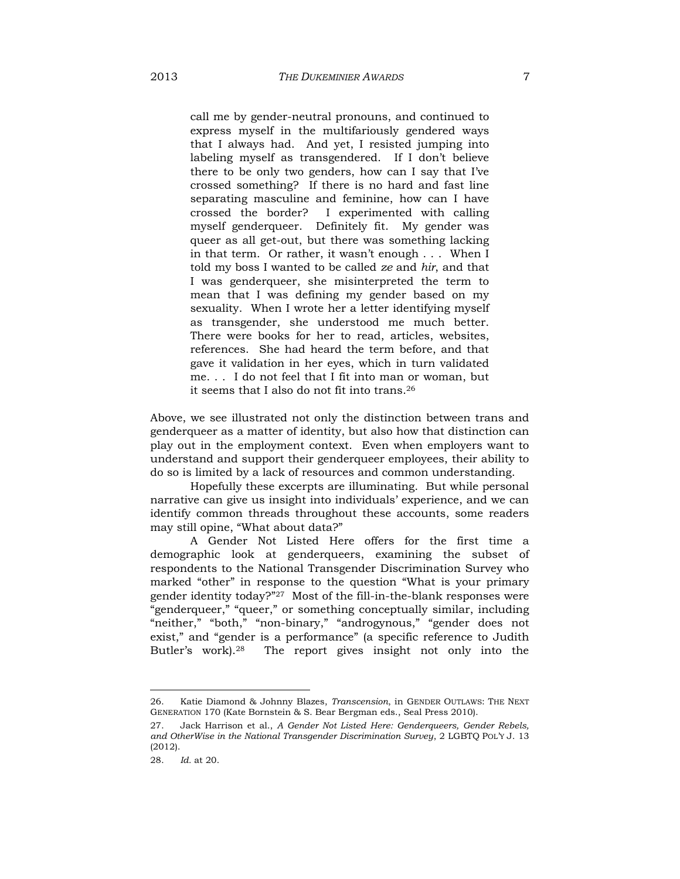> call me by gender-neutral pronouns, and continued to express myself in the multifariously gendered ways that I always had. And yet, I resisted jumping into labeling myself as transgendered. If I don't believe there to be only two genders, how can I say that I've crossed something? If there is no hard and fast line separating masculine and feminine, how can I have crossed the border? I experimented with calling myself genderqueer. Definitely fit. My gender was queer as all get-out, but there was something lacking in that term. Or rather, it wasn't enough . . . When I told my boss I wanted to be called *ze* and *hir*, and that I was genderqueer, she misinterpreted the term to mean that I was defining my gender based on my sexuality. When I wrote her a letter identifying myself as transgender, she understood me much better. There were books for her to read, articles, websites, references. She had heard the term before, and that gave it validation in her eyes, which in turn validated me. . . I do not feel that I fit into man or woman, but it seems that I also do not fit into trans.[26]

Above, we see illustrated not only the distinction between trans and genderqueer as a matter of identity, but also how that distinction can play out in the employment context. Even when employers want to understand and support their genderqueer employees, their ability to do so is limited by a lack of resources and common understanding.

Hopefully these excerpts are illuminating. But while personal narrative can give us insight into individuals' experience, and we can identify common threads throughout these accounts, some readers may still opine, "What about data?"

A Gender Not Listed Here offers for the first time a demographic look at genderqueers, examining the subset of respondents to the National Transgender Discrimination Survey who marked "other" in response to the question "What is your primary gender identity today?"[27] Most of the fill-in-the-blank responses were "genderqueer," "queer," or something conceptually similar, including "neither," "both," "non-binary," "androgynous," "gender does not exist," and "gender is a performance" (a specific reference to Judith Butler's work).[28] The report gives insight not only into the

---

26. Katie Diamond & Johnny Blazes, *Transcension*, in GENDER OUTLAWS: THE NEXT GENERATION 170 (Kate Bornstein & S. Bear Bergman eds., Seal Press 2010).

27. Jack Harrison et al., *A Gender Not Listed Here: Genderqueers, Gender Rebels, and OtherWise in the National Transgender Discrimination Survey*, 2 LGBTQ POL'Y J. 13 (2012).

28. *Id.* at 20.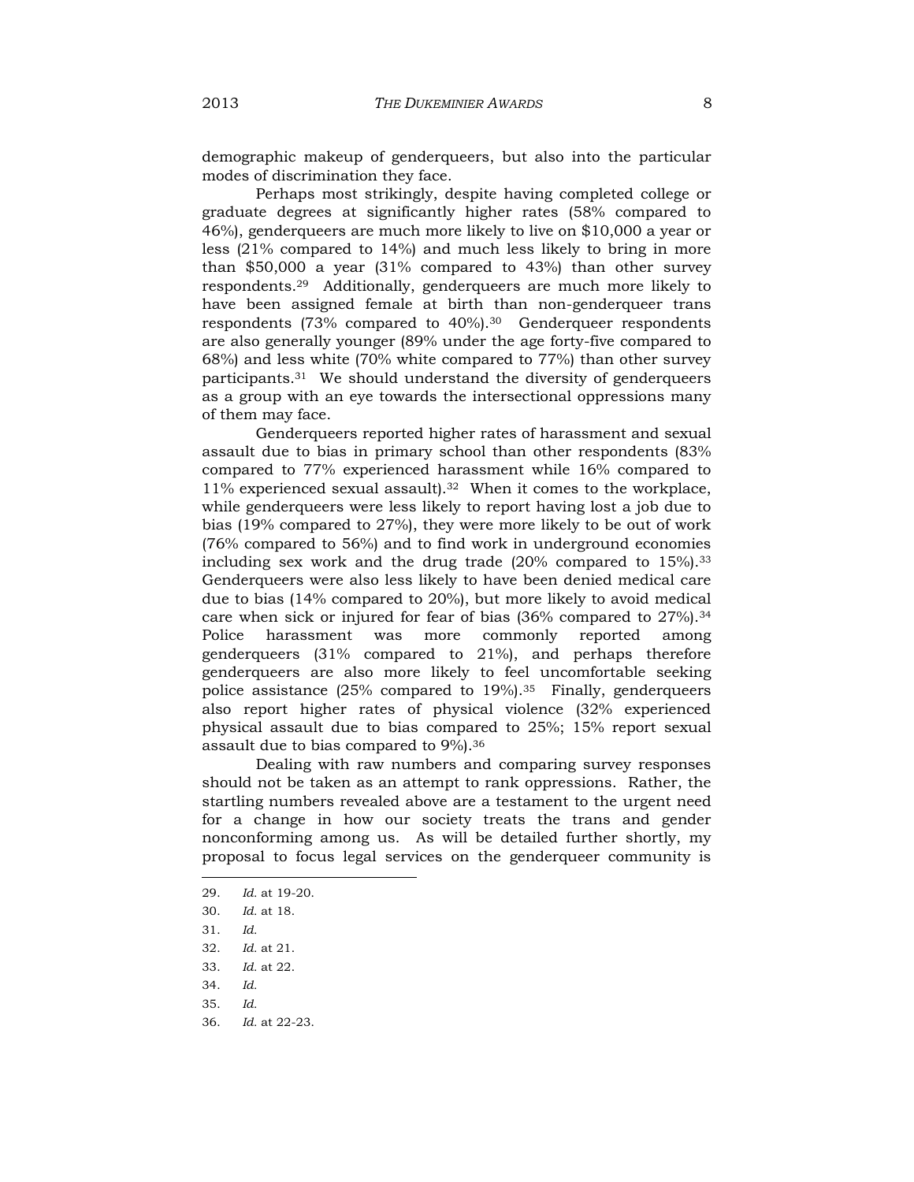demographic makeup of genderqueers, but also into the particular modes of discrimination they face.

Perhaps most strikingly, despite having completed college or graduate degrees at significantly higher rates (58% compared to 46%), genderqueers are much more likely to live on $10,000 a year or less (21% compared to 14%) and much less likely to bring in more than $50,000 a year (31% compared to 43%) than other survey respondents.[29] Additionally, genderqueers are much more likely to have been assigned female at birth than non-genderqueer trans respondents (73% compared to 40%).[30] Genderqueer respondents are also generally younger (89% under the age forty-five compared to 68%) and less white (70% white compared to 77%) than other survey participants.[31] We should understand the diversity of genderqueers as a group with an eye towards the intersectional oppressions many of them may face.

Genderqueers reported higher rates of harassment and sexual assault due to bias in primary school than other respondents (83% compared to 77% experienced harassment while 16% compared to 11% experienced sexual assault).[32] When it comes to the workplace, while genderqueers were less likely to report having lost a job due to bias (19% compared to 27%), they were more likely to be out of work (76% compared to 56%) and to find work in underground economies including sex work and the drug trade (20% compared to 15%).[33] Genderqueers were also less likely to have been denied medical care due to bias (14% compared to 20%), but more likely to avoid medical care when sick or injured for fear of bias (36% compared to 27%).[34] Police harassment was more commonly reported among genderqueers (31% compared to 21%), and perhaps therefore genderqueers are also more likely to feel uncomfortable seeking police assistance (25% compared to 19%).[35] Finally, genderqueers also report higher rates of physical violence (32% experienced physical assault due to bias compared to 25%; 15% report sexual assault due to bias compared to 9%).[36]

Dealing with raw numbers and comparing survey responses should not be taken as an attempt to rank oppressions. Rather, the startling numbers revealed above are a testament to the urgent need for a change in how our society treats the trans and gender nonconforming among us. As will be detailed further shortly, my proposal to focus legal services on the genderqueer community is

---

29. *Id.* at 19-20.
30. *Id.* at 18.
31. *Id.*
32. *Id.* at 21.
33. *Id.* at 22.
34. *Id.*
35. *Id.*
36. *Id.* at 22-23.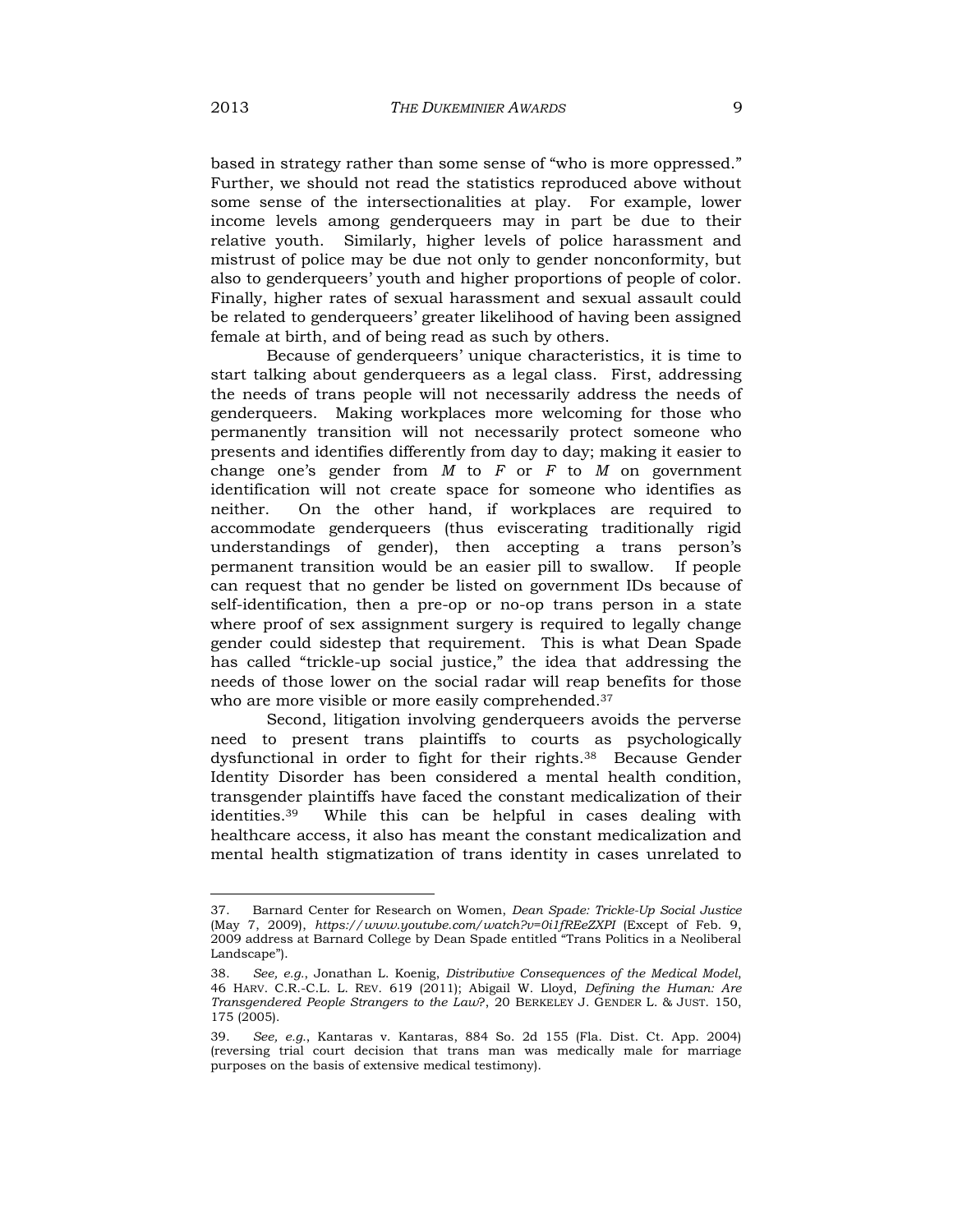based in strategy rather than some sense of "who is more oppressed." Further, we should not read the statistics reproduced above without some sense of the intersectionalities at play. For example, lower income levels among genderqueers may in part be due to their relative youth. Similarly, higher levels of police harassment and mistrust of police may be due not only to gender nonconformity, but also to genderqueers' youth and higher proportions of people of color. Finally, higher rates of sexual harassment and sexual assault could be related to genderqueers' greater likelihood of having been assigned female at birth, and of being read as such by others.

Because of genderqueers' unique characteristics, it is time to start talking about genderqueers as a legal class. First, addressing the needs of trans people will not necessarily address the needs of genderqueers. Making workplaces more welcoming for those who permanently transition will not necessarily protect someone who presents and identifies differently from day to day; making it easier to change one's gender from *M* to *F* or *F* to *M* on government identification will not create space for someone who identifies as neither. On the other hand, if workplaces are required to accommodate genderqueers (thus eviscerating traditionally rigid understandings of gender), then accepting a trans person's permanent transition would be an easier pill to swallow. If people can request that no gender be listed on government IDs because of self-identification, then a pre-op or no-op trans person in a state where proof of sex assignment surgery is required to legally change gender could sidestep that requirement. This is what Dean Spade has called "trickle-up social justice," the idea that addressing the needs of those lower on the social radar will reap benefits for those who are more visible or more easily comprehended.[37]

Second, litigation involving genderqueers avoids the perverse need to present trans plaintiffs to courts as psychologically dysfunctional in order to fight for their rights.[38] Because Gender Identity Disorder has been considered a mental health condition, transgender plaintiffs have faced the constant medicalization of their identities.[39] While this can be helpful in cases dealing with healthcare access, it also has meant the constant medicalization and mental health stigmatization of trans identity in cases unrelated to

---

37. Barnard Center for Research on Women, *Dean Spade: Trickle-Up Social Justice* (May 7, 2009), *https://www.youtube.com/watch?v=0i1fREeZXPI* (Except of Feb. 9, 2009 address at Barnard College by Dean Spade entitled "Trans Politics in a Neoliberal Landscape").

38. *See, e.g.*, Jonathan L. Koenig, *Distributive Consequences of the Medical Model*, 46 HARV. C.R.-C.L. L. REV. 619 (2011); Abigail W. Lloyd, *Defining the Human: Are Transgendered People Strangers to the Law?*, 20 BERKELEY J. GENDER L. & JUST. 150, 175 (2005).

39. *See, e.g.*, Kantaras v. Kantaras, 884 So. 2d 155 (Fla. Dist. Ct. App. 2004) (reversing trial court decision that trans man was medically male for marriage purposes on the basis of extensive medical testimony).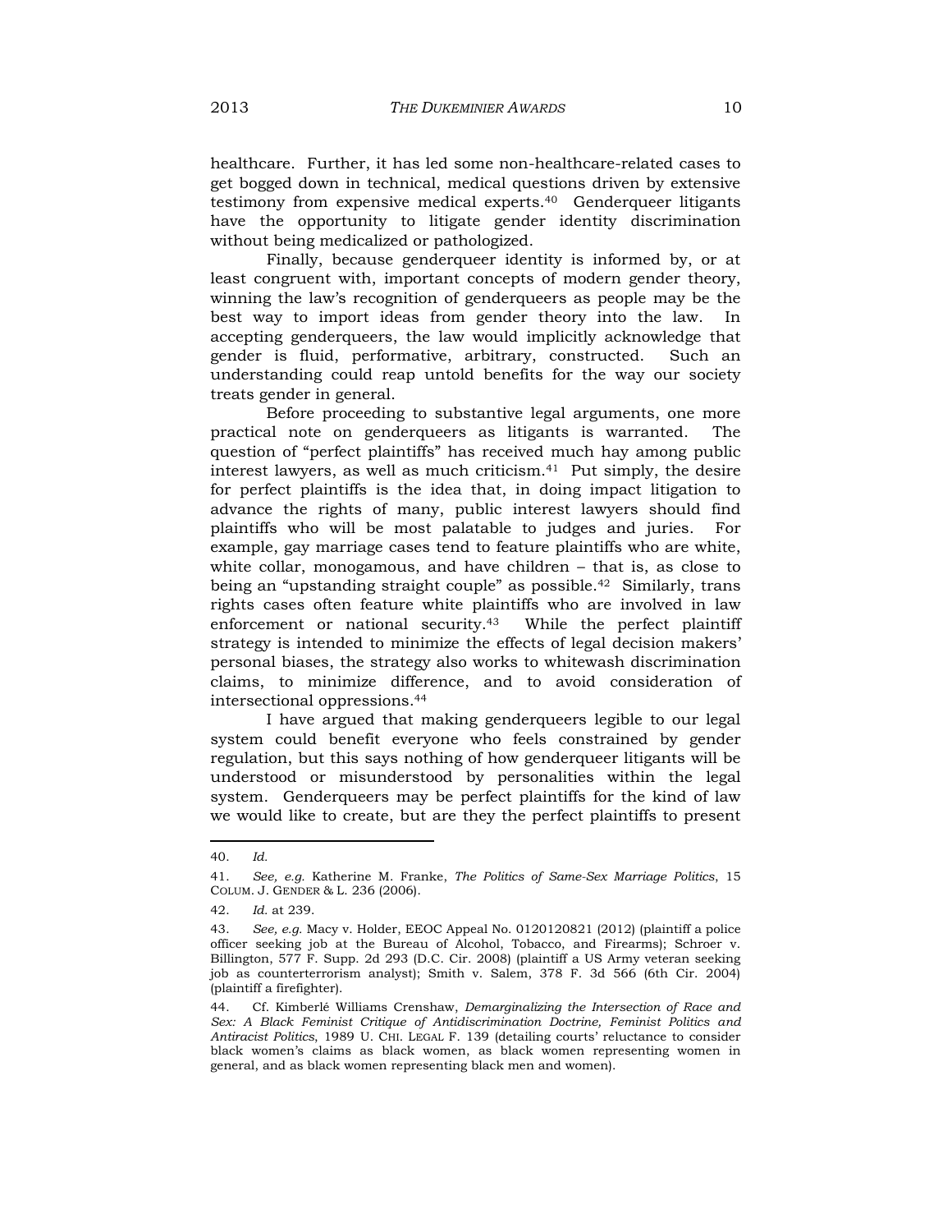healthcare. Further, it has led some non-healthcare-related cases to get bogged down in technical, medical questions driven by extensive testimony from expensive medical experts.[40] Genderqueer litigants have the opportunity to litigate gender identity discrimination without being medicalized or pathologized.

Finally, because genderqueer identity is informed by, or at least congruent with, important concepts of modern gender theory, winning the law's recognition of genderqueers as people may be the best way to import ideas from gender theory into the law. In accepting genderqueers, the law would implicitly acknowledge that gender is fluid, performative, arbitrary, constructed. Such an understanding could reap untold benefits for the way our society treats gender in general.

Before proceeding to substantive legal arguments, one more practical note on genderqueers as litigants is warranted. The question of "perfect plaintiffs" has received much hay among public interest lawyers, as well as much criticism.[41] Put simply, the desire for perfect plaintiffs is the idea that, in doing impact litigation to advance the rights of many, public interest lawyers should find plaintiffs who will be most palatable to judges and juries. For example, gay marriage cases tend to feature plaintiffs who are white, white collar, monogamous, and have children – that is, as close to being an "upstanding straight couple" as possible.[42] Similarly, trans rights cases often feature white plaintiffs who are involved in law enforcement or national security.[43] While the perfect plaintiff strategy is intended to minimize the effects of legal decision makers' personal biases, the strategy also works to whitewash discrimination claims, to minimize difference, and to avoid consideration of intersectional oppressions.[44]

I have argued that making genderqueers legible to our legal system could benefit everyone who feels constrained by gender regulation, but this says nothing of how genderqueer litigants will be understood or misunderstood by personalities within the legal system. Genderqueers may be perfect plaintiffs for the kind of law we would like to create, but are they the perfect plaintiffs to present

---

40. *Id.*

41. *See, e.g.* Katherine M. Franke, *The Politics of Same-Sex Marriage Politics*, 15 COLUM. J. GENDER & L. 236 (2006).

42. *Id.* at 239.

43. *See, e.g.* Macy v. Holder, EEOC Appeal No. 0120120821 (2012) (plaintiff a police officer seeking job at the Bureau of Alcohol, Tobacco, and Firearms); Schroer v. Billington, 577 F. Supp. 2d 293 (D.C. Cir. 2008) (plaintiff a US Army veteran seeking job as counterterrorism analyst); Smith v. Salem, 378 F. 3d 566 (6th Cir. 2004) (plaintiff a firefighter).

44. Cf. Kimberlé Williams Crenshaw, *Demarginalizing the Intersection of Race and Sex: A Black Feminist Critique of Antidiscrimination Doctrine, Feminist Politics and Antiracist Politics*, 1989 U. CHI. LEGAL F. 139 (detailing courts' reluctance to consider black women's claims as black women, as black women representing women in general, and as black women representing black men and women).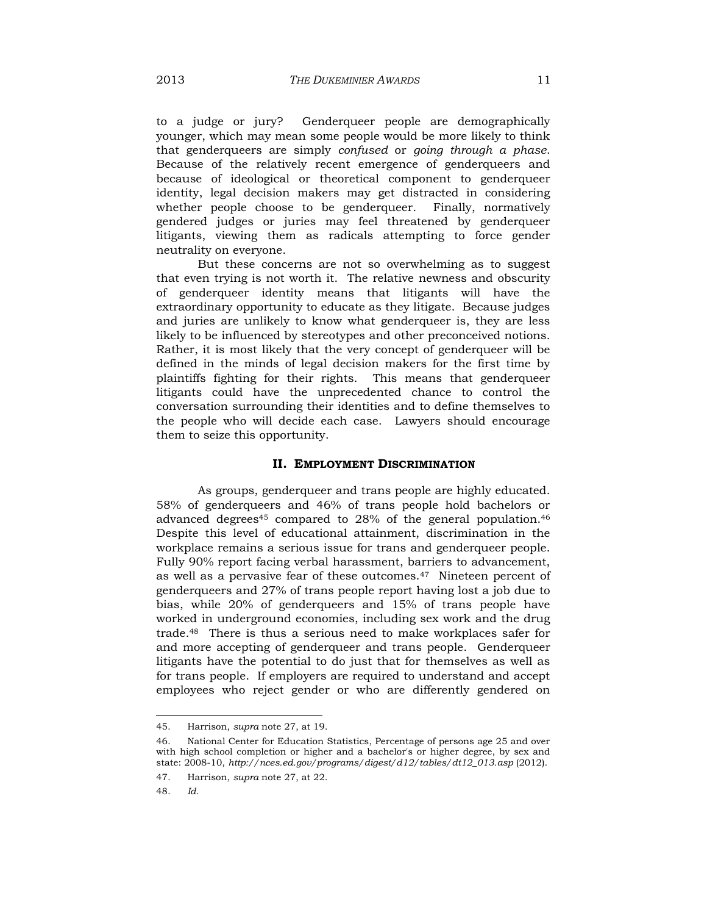to a judge or jury? Genderqueer people are demographically younger, which may mean some people would be more likely to think that genderqueers are simply *confused* or *going through a phase*. Because of the relatively recent emergence of genderqueers and because of ideological or theoretical component to genderqueer identity, legal decision makers may get distracted in considering whether people choose to be genderqueer. Finally, normatively gendered judges or juries may feel threatened by genderqueer litigants, viewing them as radicals attempting to force gender neutrality on everyone.

But these concerns are not so overwhelming as to suggest that even trying is not worth it. The relative newness and obscurity of genderqueer identity means that litigants will have the extraordinary opportunity to educate as they litigate. Because judges and juries are unlikely to know what genderqueer is, they are less likely to be influenced by stereotypes and other preconceived notions. Rather, it is most likely that the very concept of genderqueer will be defined in the minds of legal decision makers for the first time by plaintiffs fighting for their rights. This means that genderqueer litigants could have the unprecedented chance to control the conversation surrounding their identities and to define themselves to the people who will decide each case. Lawyers should encourage them to seize this opportunity.

## II. EMPLOYMENT DISCRIMINATION

As groups, genderqueer and trans people are highly educated. 58% of genderqueers and 46% of trans people hold bachelors or advanced degrees[45] compared to 28% of the general population.[46] Despite this level of educational attainment, discrimination in the workplace remains a serious issue for trans and genderqueer people. Fully 90% report facing verbal harassment, barriers to advancement, as well as a pervasive fear of these outcomes.[47] Nineteen percent of genderqueers and 27% of trans people report having lost a job due to bias, while 20% of genderqueers and 15% of trans people have worked in underground economies, including sex work and the drug trade.[48] There is thus a serious need to make workplaces safer for and more accepting of genderqueer and trans people. Genderqueer litigants have the potential to do just that for themselves as well as for trans people. If employers are required to understand and accept employees who reject gender or who are differently gendered on

---

45. Harrison, *supra* note 27, at 19.

46. National Center for Education Statistics, Percentage of persons age 25 and over with high school completion or higher and a bachelor's or higher degree, by sex and state: 2008-10, *http://nces.ed.gov/programs/digest/d12/tables/dt12_013.asp* (2012).

47. Harrison, *supra* note 27, at 22.

48. *Id.*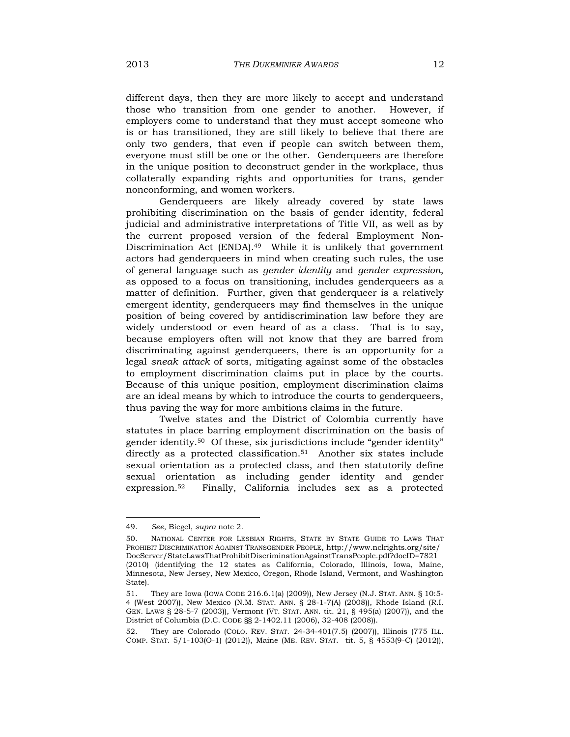different days, then they are more likely to accept and understand those who transition from one gender to another. However, if employers come to understand that they must accept someone who is or has transitioned, they are still likely to believe that there are only two genders, that even if people can switch between them, everyone must still be one or the other. Genderqueers are therefore in the unique position to deconstruct gender in the workplace, thus collaterally expanding rights and opportunities for trans, gender nonconforming, and women workers.

Genderqueers are likely already covered by state laws prohibiting discrimination on the basis of gender identity, federal judicial and administrative interpretations of Title VII, as well as by the current proposed version of the federal Employment Non-Discrimination Act (ENDA).[49] While it is unlikely that government actors had genderqueers in mind when creating such rules, the use of general language such as *gender identity* and *gender expression*, as opposed to a focus on transitioning, includes genderqueers as a matter of definition. Further, given that genderqueer is a relatively emergent identity, genderqueers may find themselves in the unique position of being covered by antidiscrimination law before they are widely understood or even heard of as a class. That is to say, because employers often will not know that they are barred from discriminating against genderqueers, there is an opportunity for a legal *sneak attack* of sorts, mitigating against some of the obstacles to employment discrimination claims put in place by the courts. Because of this unique position, employment discrimination claims are an ideal means by which to introduce the courts to genderqueers, thus paving the way for more ambitions claims in the future.

Twelve states and the District of Colombia currently have statutes in place barring employment discrimination on the basis of gender identity.[50] Of these, six jurisdictions include "gender identity" directly as a protected classification.[51] Another six states include sexual orientation as a protected class, and then statutorily define sexual orientation as including gender identity and gender expression.[52] Finally, California includes sex as a protected

---

49. *See*, Biegel, *supra* note 2.

50. NATIONAL CENTER FOR LESBIAN RIGHTS, STATE BY STATE GUIDE TO LAWS THAT PROHIBIT DISCRIMINATION AGAINST TRANSGENDER PEOPLE, http://www.nclrights.org/site/DocServer/StateLawsThatProhibitDiscriminationAgainstTransPeople.pdf?docID=7821 (2010) (identifying the 12 states as California, Colorado, Illinois, Iowa, Maine, Minnesota, New Jersey, New Mexico, Oregon, Rhode Island, Vermont, and Washington State).

51. They are Iowa (IOWA CODE 216.6.1(a) (2009)), New Jersey (N.J. STAT. ANN. § 10:5-4 (West 2007)), New Mexico (N.M. STAT. ANN. § 28-1-7(A) (2008)), Rhode Island (R.I. GEN. LAWS § 28-5-7 (2003)), Vermont (VT. STAT. ANN. tit. 21, § 495(a) (2007)), and the District of Columbia (D.C. CODE §§ 2-1402.11 (2006), 32-408 (2008)).

52. They are Colorado (COLO. REV. STAT. 24-34-401(7.5) (2007)), Illinois (775 ILL. COMP. STAT. 5/1-103(O-1) (2012)), Maine (ME. REV. STAT. tit. 5, § 4553(9-C) (2012)),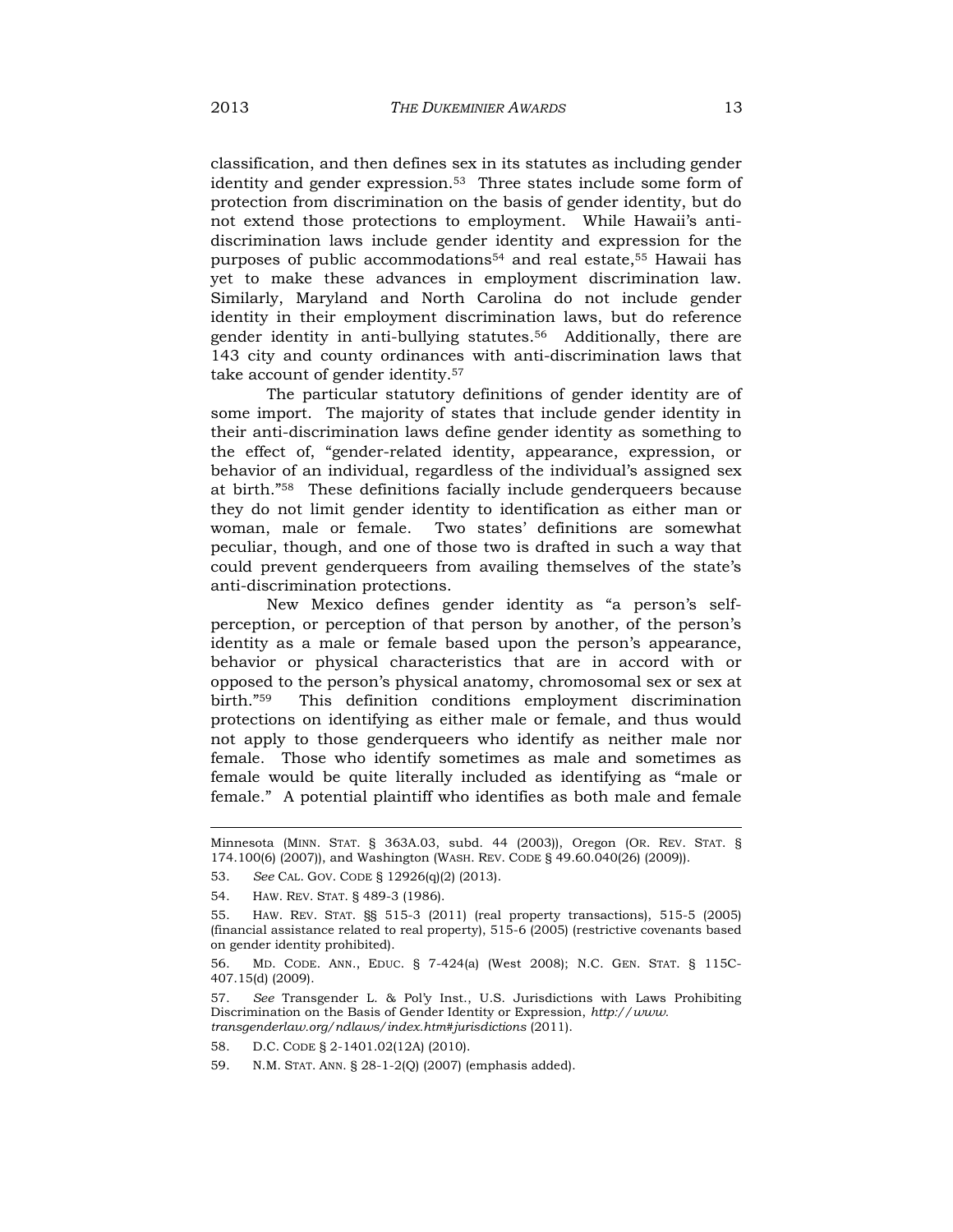classification, and then defines sex in its statutes as including gender identity and gender expression.[53] Three states include some form of protection from discrimination on the basis of gender identity, but do not extend those protections to employment. While Hawaii's anti-discrimination laws include gender identity and expression for the purposes of public accommodations[54] and real estate,[55] Hawaii has yet to make these advances in employment discrimination law. Similarly, Maryland and North Carolina do not include gender identity in their employment discrimination laws, but do reference gender identity in anti-bullying statutes.[56] Additionally, there are 143 city and county ordinances with anti-discrimination laws that take account of gender identity.[57]

The particular statutory definitions of gender identity are of some import. The majority of states that include gender identity in their anti-discrimination laws define gender identity as something to the effect of, "gender-related identity, appearance, expression, or behavior of an individual, regardless of the individual's assigned sex at birth."[58] These definitions facially include genderqueers because they do not limit gender identity to identification as either man or woman, male or female. Two states' definitions are somewhat peculiar, though, and one of those two is drafted in such a way that could prevent genderqueers from availing themselves of the state's anti-discrimination protections.

New Mexico defines gender identity as "a person's self-perception, or perception of that person by another, of the person's identity as a male or female based upon the person's appearance, behavior or physical characteristics that are in accord with or opposed to the person's physical anatomy, chromosomal sex or sex at birth."[59] This definition conditions employment discrimination protections on identifying as either male or female, and thus would not apply to those genderqueers who identify as neither male nor female. Those who identify sometimes as male and sometimes as female would be quite literally included as identifying as "male or female." A potential plaintiff who identifies as both male and female

---

Minnesota (MINN. STAT. § 363A.03, subd. 44 (2003)), Oregon (OR. REV. STAT. § 174.100(6) (2007)), and Washington (WASH. REV. CODE § 49.60.040(26) (2009)).

53. *See* CAL. GOV. CODE § 12926(q)(2) (2013).

54. HAW. REV. STAT. § 489-3 (1986).

55. HAW. REV. STAT. §§ 515-3 (2011) (real property transactions), 515-5 (2005) (financial assistance related to real property), 515-6 (2005) (restrictive covenants based on gender identity prohibited).

56. MD. CODE. ANN., EDUC. § 7-424(a) (West 2008); N.C. GEN. STAT. § 115C-407.15(d) (2009).

57. *See* Transgender L. & Pol'y Inst., U.S. Jurisdictions with Laws Prohibiting Discrimination on the Basis of Gender Identity or Expression, *http://www.transgenderlaw.org/ndlaws/index.htm#jurisdictions* (2011).

58. D.C. CODE § 2-1401.02(12A) (2010).

59. N.M. STAT. ANN. § 28-1-2(Q) (2007) (emphasis added).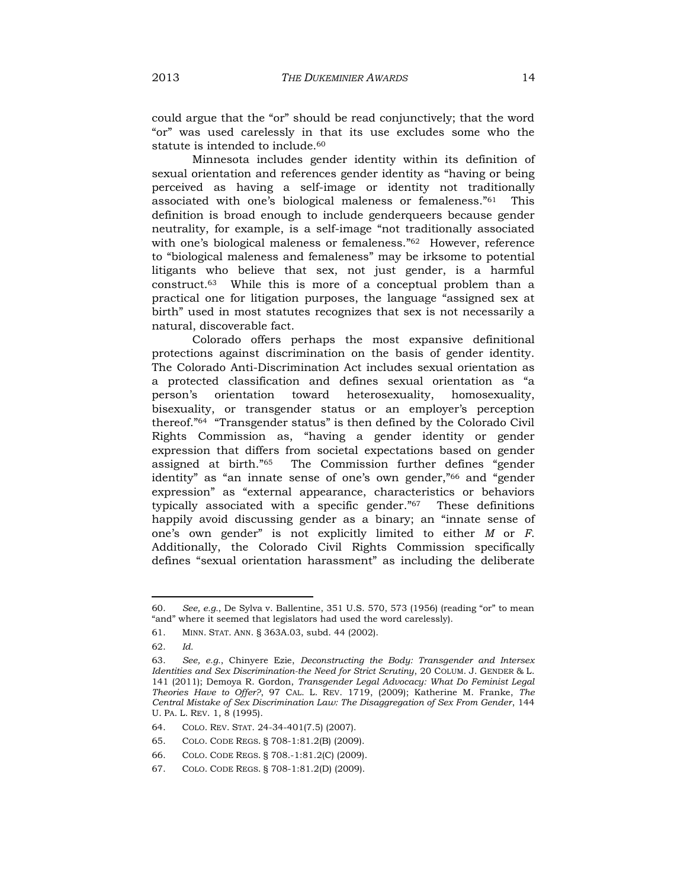could argue that the "or" should be read conjunctively; that the word "or" was used carelessly in that its use excludes some who the statute is intended to include.[60]

Minnesota includes gender identity within its definition of sexual orientation and references gender identity as "having or being perceived as having a self-image or identity not traditionally associated with one's biological maleness or femaleness."[61] This definition is broad enough to include genderqueers because gender neutrality, for example, is a self-image "not traditionally associated with one's biological maleness or femaleness."[62] However, reference to "biological maleness and femaleness" may be irksome to potential litigants who believe that sex, not just gender, is a harmful construct.[63] While this is more of a conceptual problem than a practical one for litigation purposes, the language "assigned sex at birth" used in most statutes recognizes that sex is not necessarily a natural, discoverable fact.

Colorado offers perhaps the most expansive definitional protections against discrimination on the basis of gender identity. The Colorado Anti-Discrimination Act includes sexual orientation as a protected classification and defines sexual orientation as "a person's orientation toward heterosexuality, homosexuality, bisexuality, or transgender status or an employer's perception thereof."[64] "Transgender status" is then defined by the Colorado Civil Rights Commission as, "having a gender identity or gender expression that differs from societal expectations based on gender assigned at birth."[65] The Commission further defines "gender identity" as "an innate sense of one's own gender,"[66] and "gender expression" as "external appearance, characteristics or behaviors typically associated with a specific gender."[67] These definitions happily avoid discussing gender as a binary; an "innate sense of one's own gender" is not explicitly limited to either *M* or *F*. Additionally, the Colorado Civil Rights Commission specifically defines "sexual orientation harassment" as including the deliberate

---

60. *See, e.g.*, De Sylva v. Ballentine, 351 U.S. 570, 573 (1956) (reading "or" to mean "and" where it seemed that legislators had used the word carelessly).

61. MINN. STAT. ANN. § 363A.03, subd. 44 (2002).

62. *Id.*

63. *See, e.g.*, Chinyere Ezie, *Deconstructing the Body: Transgender and Intersex Identities and Sex Discrimination-the Need for Strict Scrutiny*, 20 COLUM. J. GENDER & L. 141 (2011); Demoya R. Gordon, *Transgender Legal Advocacy: What Do Feminist Legal Theories Have to Offer?*, 97 CAL. L. REV. 1719, (2009); Katherine M. Franke, *The Central Mistake of Sex Discrimination Law: The Disaggregation of Sex From Gender*, 144 U. PA. L. REV. 1, 8 (1995).

64. COLO. REV. STAT. 24-34-401(7.5) (2007).

65. COLO. CODE REGS. § 708-1:81.2(B) (2009).

66. COLO. CODE REGS. § 708.-1:81.2(C) (2009).

67. COLO. CODE REGS. § 708-1:81.2(D) (2009).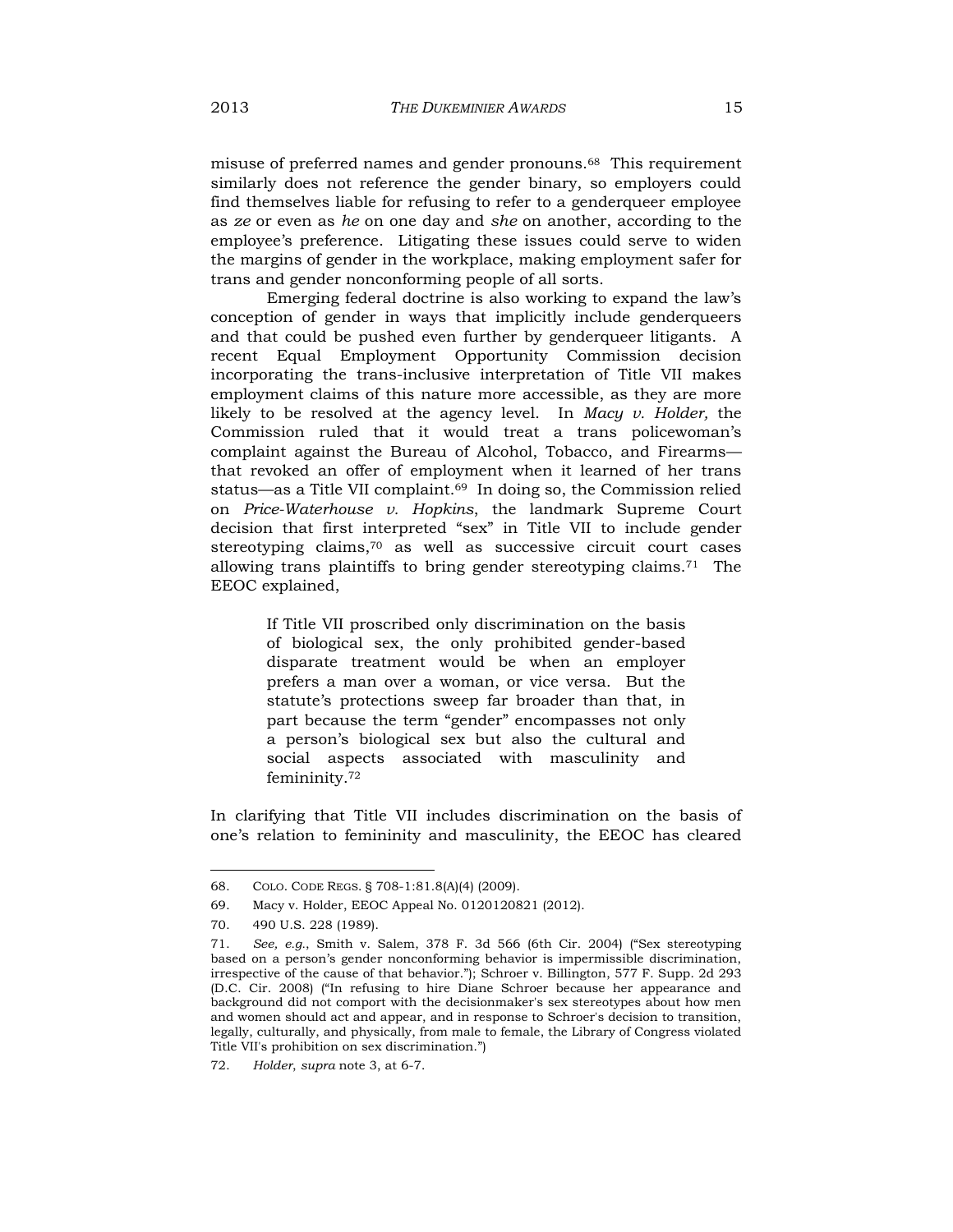misuse of preferred names and gender pronouns.[68] This requirement similarly does not reference the gender binary, so employers could find themselves liable for refusing to refer to a genderqueer employee as *ze* or even as *he* on one day and *she* on another, according to the employee's preference. Litigating these issues could serve to widen the margins of gender in the workplace, making employment safer for trans and gender nonconforming people of all sorts.

Emerging federal doctrine is also working to expand the law's conception of gender in ways that implicitly include genderqueers and that could be pushed even further by genderqueer litigants. A recent Equal Employment Opportunity Commission decision incorporating the trans-inclusive interpretation of Title VII makes employment claims of this nature more accessible, as they are more likely to be resolved at the agency level. In *Macy v. Holder,* the Commission ruled that it would treat a trans policewoman's complaint against the Bureau of Alcohol, Tobacco, and Firearms—that revoked an offer of employment when it learned of her trans status—as a Title VII complaint.[69] In doing so, the Commission relied on *Price-Waterhouse v. Hopkins*, the landmark Supreme Court decision that first interpreted "sex" in Title VII to include gender stereotyping claims,[70] as well as successive circuit court cases allowing trans plaintiffs to bring gender stereotyping claims.[71] The EEOC explained,

> If Title VII proscribed only discrimination on the basis of biological sex, the only prohibited gender-based disparate treatment would be when an employer prefers a man over a woman, or vice versa. But the statute's protections sweep far broader than that, in part because the term "gender" encompasses not only a person's biological sex but also the cultural and social aspects associated with masculinity and femininity.[72]

In clarifying that Title VII includes discrimination on the basis of one's relation to femininity and masculinity, the EEOC has cleared

---

68. COLO. CODE REGS. § 708-1:81.8(A)(4) (2009).

69. Macy v. Holder, EEOC Appeal No. 0120120821 (2012).

70. 490 U.S. 228 (1989).

71. *See, e.g.*, Smith v. Salem, 378 F. 3d 566 (6th Cir. 2004) ("Sex stereotyping based on a person's gender nonconforming behavior is impermissible discrimination, irrespective of the cause of that behavior."); Schroer v. Billington, 577 F. Supp. 2d 293 (D.C. Cir. 2008) ("In refusing to hire Diane Schroer because her appearance and background did not comport with the decisionmaker's sex stereotypes about how men and women should act and appear, and in response to Schroer's decision to transition, legally, culturally, and physically, from male to female, the Library of Congress violated Title VII's prohibition on sex discrimination.")

72. *Holder*, *supra* note 3, at 6-7.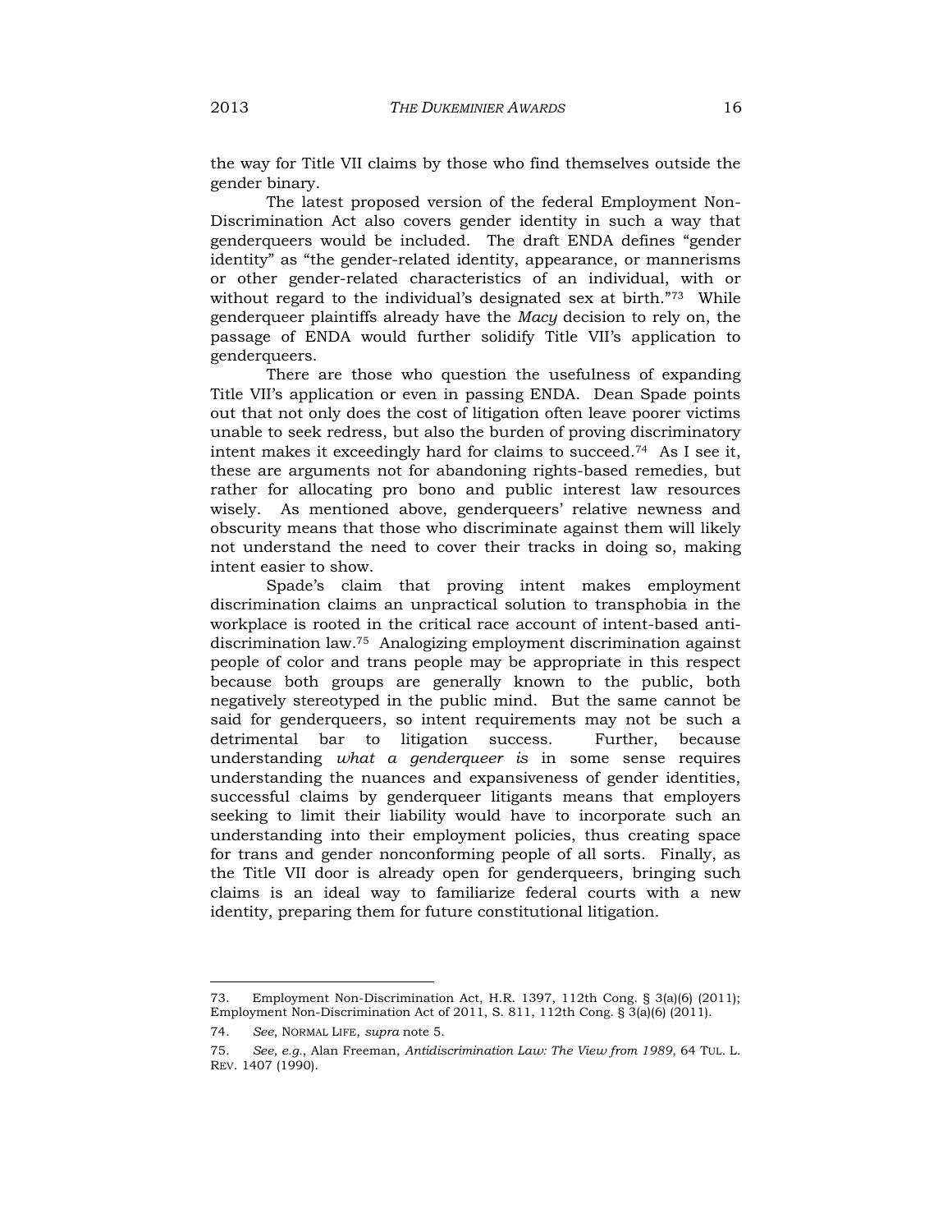the way for Title VII claims by those who find themselves outside the gender binary.

The latest proposed version of the federal Employment Non-Discrimination Act also covers gender identity in such a way that genderqueers would be included. The draft ENDA defines "gender identity" as "the gender-related identity, appearance, or mannerisms or other gender-related characteristics of an individual, with or without regard to the individual's designated sex at birth."[73] While genderqueer plaintiffs already have the *Macy* decision to rely on, the passage of ENDA would further solidify Title VII's application to genderqueers.

There are those who question the usefulness of expanding Title VII's application or even in passing ENDA. Dean Spade points out that not only does the cost of litigation often leave poorer victims unable to seek redress, but also the burden of proving discriminatory intent makes it exceedingly hard for claims to succeed.[74] As I see it, these are arguments not for abandoning rights-based remedies, but rather for allocating pro bono and public interest law resources wisely. As mentioned above, genderqueers' relative newness and obscurity means that those who discriminate against them will likely not understand the need to cover their tracks in doing so, making intent easier to show.

Spade's claim that proving intent makes employment discrimination claims an unpractical solution to transphobia in the workplace is rooted in the critical race account of intent-based anti-discrimination law.[75] Analogizing employment discrimination against people of color and trans people may be appropriate in this respect because both groups are generally known to the public, both negatively stereotyped in the public mind. But the same cannot be said for genderqueers, so intent requirements may not be such a detrimental bar to litigation success. Further, because understanding *what a genderqueer is* in some sense requires understanding the nuances and expansiveness of gender identities, successful claims by genderqueer litigants means that employers seeking to limit their liability would have to incorporate such an understanding into their employment policies, thus creating space for trans and gender nonconforming people of all sorts. Finally, as the Title VII door is already open for genderqueers, bringing such claims is an ideal way to familiarize federal courts with a new identity, preparing them for future constitutional litigation.

---

73. Employment Non-Discrimination Act, H.R. 1397, 112th Cong. § 3(a)(6) (2011); Employment Non-Discrimination Act of 2011, S. 811, 112th Cong. § 3(a)(6) (2011).

74. *See*, NORMAL LIFE, *supra* note 5.

75. *See, e.g.*, Alan Freeman, *Antidiscrimination Law: The View from 1989*, 64 TUL. L. REV. 1407 (1990).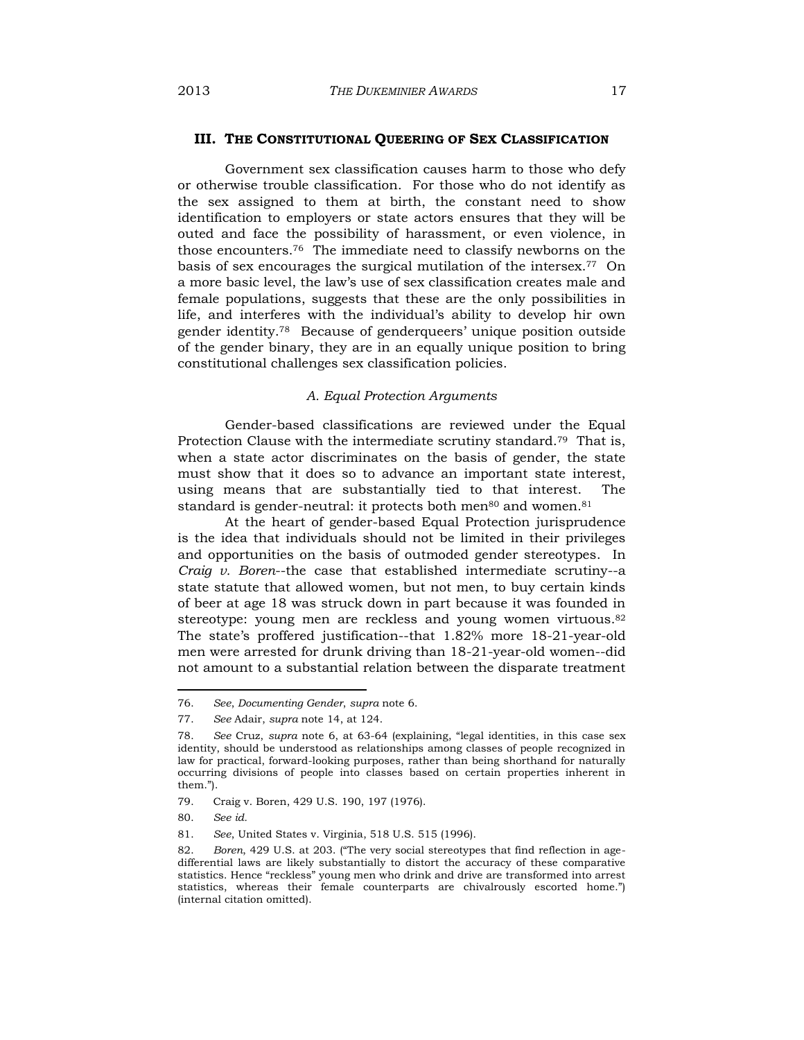## III. The Constitutional Queering of Sex Classification

Government sex classification causes harm to those who defy or otherwise trouble classification. For those who do not identify as the sex assigned to them at birth, the constant need to show identification to employers or state actors ensures that they will be outed and face the possibility of harassment, or even violence, in those encounters.[76] The immediate need to classify newborns on the basis of sex encourages the surgical mutilation of the intersex.[77] On a more basic level, the law's use of sex classification creates male and female populations, suggests that these are the only possibilities in life, and interferes with the individual's ability to develop hir own gender identity.[78] Because of genderqueers' unique position outside of the gender binary, they are in an equally unique position to bring constitutional challenges sex classification policies.

### *A. Equal Protection Arguments*

Gender-based classifications are reviewed under the Equal Protection Clause with the intermediate scrutiny standard.[79] That is, when a state actor discriminates on the basis of gender, the state must show that it does so to advance an important state interest, using means that are substantially tied to that interest. The standard is gender-neutral: it protects both men[80] and women.[81]

At the heart of gender-based Equal Protection jurisprudence is the idea that individuals should not be limited in their privileges and opportunities on the basis of outmoded gender stereotypes. In *Craig v. Boren*--the case that established intermediate scrutiny--a state statute that allowed women, but not men, to buy certain kinds of beer at age 18 was struck down in part because it was founded in stereotype: young men are reckless and young women virtuous.[82] The state's proffered justification--that 1.82% more 18-21-year-old men were arrested for drunk driving than 18-21-year-old women--did not amount to a substantial relation between the disparate treatment

---

76. *See*, *Documenting Gender*, *supra* note 6.

77. *See* Adair, *supra* note 14, at 124.

78. *See* Cruz, *supra* note 6, at 63-64 (explaining, "legal identities, in this case sex identity, should be understood as relationships among classes of people recognized in law for practical, forward-looking purposes, rather than being shorthand for naturally occurring divisions of people into classes based on certain properties inherent in them.").

79. Craig v. Boren, 429 U.S. 190, 197 (1976).

80. *See id.*

81. *See*, United States v. Virginia, 518 U.S. 515 (1996).

82. *Boren*, 429 U.S. at 203. ("The very social stereotypes that find reflection in age-differential laws are likely substantially to distort the accuracy of these comparative statistics. Hence "reckless" young men who drink and drive are transformed into arrest statistics, whereas their female counterparts are chivalrously escorted home.") (internal citation omitted).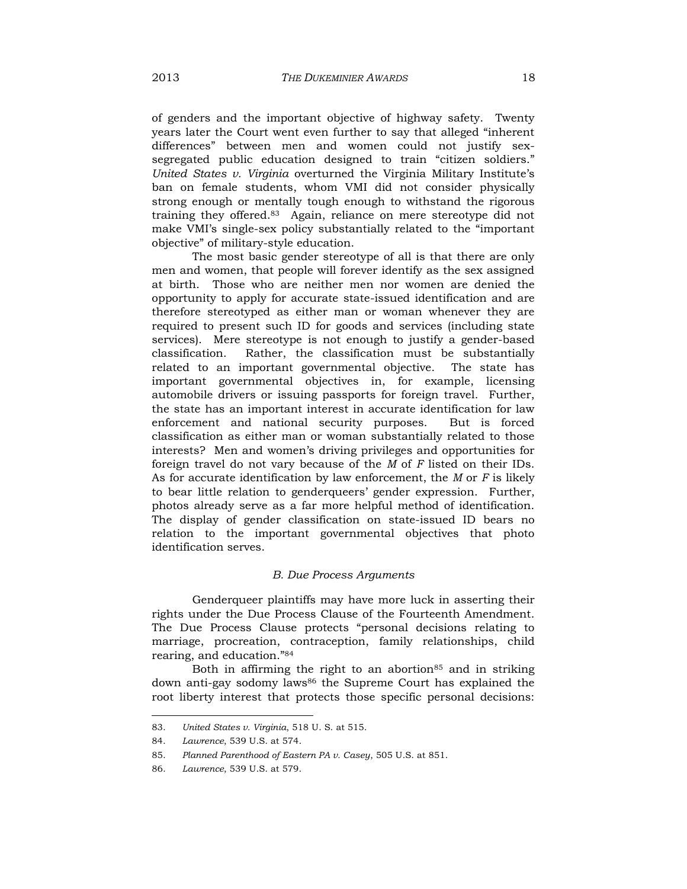of genders and the important objective of highway safety. Twenty years later the Court went even further to say that alleged "inherent differences" between men and women could not justify sex-segregated public education designed to train "citizen soldiers." *United States v. Virginia* overturned the Virginia Military Institute's ban on female students, whom VMI did not consider physically strong enough or mentally tough enough to withstand the rigorous training they offered.[83] Again, reliance on mere stereotype did not make VMI's single-sex policy substantially related to the "important objective" of military-style education.

The most basic gender stereotype of all is that there are only men and women, that people will forever identify as the sex assigned at birth. Those who are neither men nor women are denied the opportunity to apply for accurate state-issued identification and are therefore stereotyped as either man or woman whenever they are required to present such ID for goods and services (including state services). Mere stereotype is not enough to justify a gender-based classification. Rather, the classification must be substantially related to an important governmental objective. The state has important governmental objectives in, for example, licensing automobile drivers or issuing passports for foreign travel. Further, the state has an important interest in accurate identification for law enforcement and national security purposes. But is forced classification as either man or woman substantially related to those interests? Men and women's driving privileges and opportunities for foreign travel do not vary because of the *M* of *F* listed on their IDs. As for accurate identification by law enforcement, the *M* or *F* is likely to bear little relation to genderqueers' gender expression. Further, photos already serve as a far more helpful method of identification. The display of gender classification on state-issued ID bears no relation to the important governmental objectives that photo identification serves.

### *B. Due Process Arguments*

Genderqueer plaintiffs may have more luck in asserting their rights under the Due Process Clause of the Fourteenth Amendment. The Due Process Clause protects "personal decisions relating to marriage, procreation, contraception, family relationships, child rearing, and education."[84]

Both in affirming the right to an abortion[85] and in striking down anti-gay sodomy laws[86] the Supreme Court has explained the root liberty interest that protects those specific personal decisions:

---

83. *United States v. Virginia*, 518 U. S. at 515.

84. *Lawrence*, 539 U.S. at 574.

85. *Planned Parenthood of Eastern PA v. Casey*, 505 U.S. at 851.

86. *Lawrence*, 539 U.S. at 579.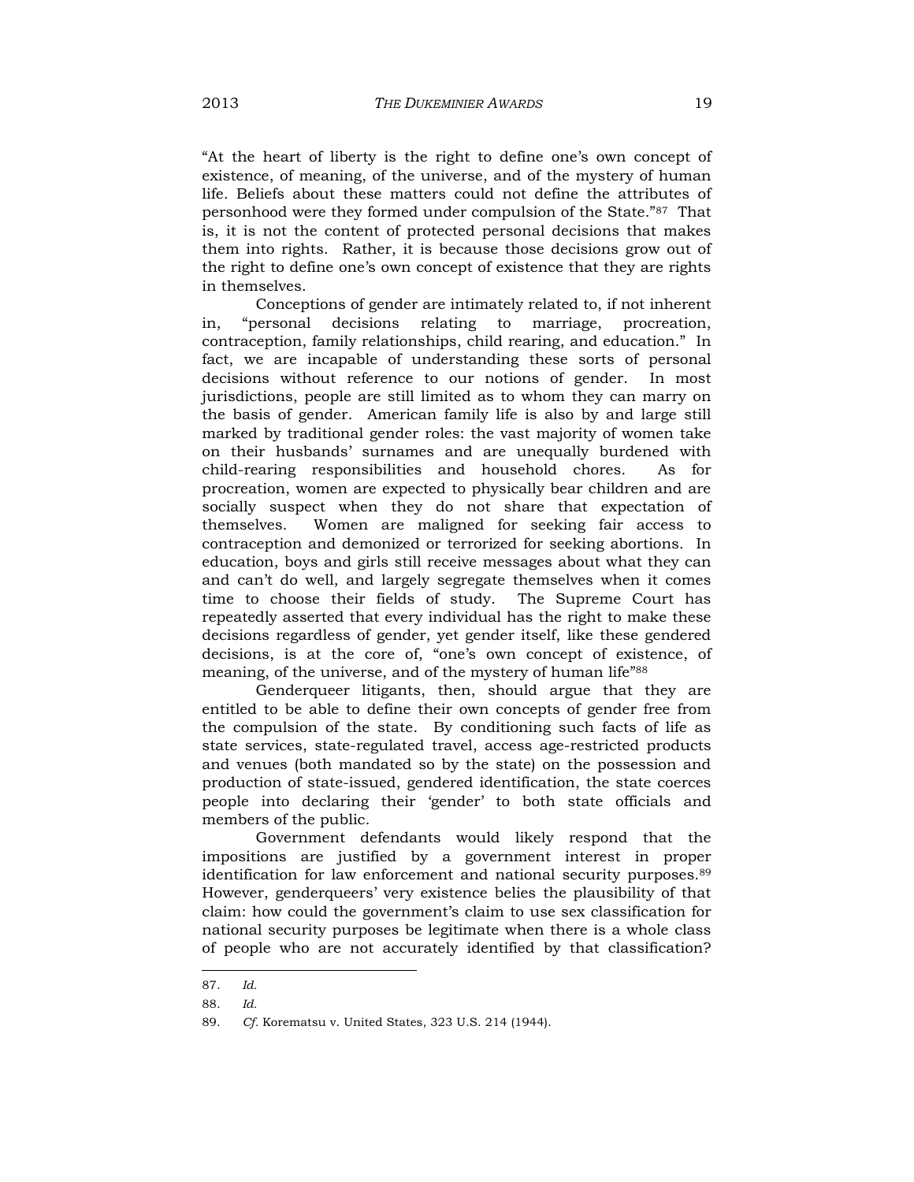"At the heart of liberty is the right to define one's own concept of existence, of meaning, of the universe, and of the mystery of human life. Beliefs about these matters could not define the attributes of personhood were they formed under compulsion of the State."[87] That is, it is not the content of protected personal decisions that makes them into rights. Rather, it is because those decisions grow out of the right to define one's own concept of existence that they are rights in themselves.

Conceptions of gender are intimately related to, if not inherent in, "personal decisions relating to marriage, procreation, contraception, family relationships, child rearing, and education." In fact, we are incapable of understanding these sorts of personal decisions without reference to our notions of gender. In most jurisdictions, people are still limited as to whom they can marry on the basis of gender. American family life is also by and large still marked by traditional gender roles: the vast majority of women take on their husbands' surnames and are unequally burdened with child-rearing responsibilities and household chores. As for procreation, women are expected to physically bear children and are socially suspect when they do not share that expectation of themselves. Women are maligned for seeking fair access to contraception and demonized or terrorized for seeking abortions. In education, boys and girls still receive messages about what they can and can't do well, and largely segregate themselves when it comes time to choose their fields of study. The Supreme Court has repeatedly asserted that every individual has the right to make these decisions regardless of gender, yet gender itself, like these gendered decisions, is at the core of, "one's own concept of existence, of meaning, of the universe, and of the mystery of human life"[88]

Genderqueer litigants, then, should argue that they are entitled to be able to define their own concepts of gender free from the compulsion of the state. By conditioning such facts of life as state services, state-regulated travel, access age-restricted products and venues (both mandated so by the state) on the possession and production of state-issued, gendered identification, the state coerces people into declaring their 'gender' to both state officials and members of the public.

Government defendants would likely respond that the impositions are justified by a government interest in proper identification for law enforcement and national security purposes.[89] However, genderqueers' very existence belies the plausibility of that claim: how could the government's claim to use sex classification for national security purposes be legitimate when there is a whole class of people who are not accurately identified by that classification?

---

87. *Id.*

88. *Id.*

89. *Cf.* Korematsu v. United States, 323 U.S. 214 (1944).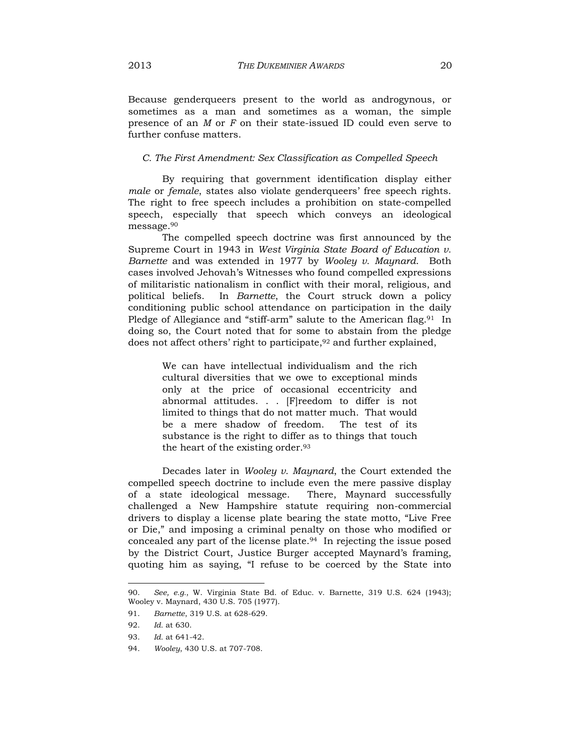Because genderqueers present to the world as androgynous, or sometimes as a man and sometimes as a woman, the simple presence of an *M* or *F* on their state-issued ID could even serve to further confuse matters.

### *C. The First Amendment: Sex Classification as Compelled Speech*

By requiring that government identification display either *male* or *female*, states also violate genderqueers' free speech rights. The right to free speech includes a prohibition on state-compelled speech, especially that speech which conveys an ideological message.[90]

The compelled speech doctrine was first announced by the Supreme Court in 1943 in *West Virginia State Board of Education v. Barnette* and was extended in 1977 by *Wooley v. Maynard*. Both cases involved Jehovah's Witnesses who found compelled expressions of militaristic nationalism in conflict with their moral, religious, and political beliefs. In *Barnette*, the Court struck down a policy conditioning public school attendance on participation in the daily Pledge of Allegiance and "stiff-arm" salute to the American flag.[91] In doing so, the Court noted that for some to abstain from the pledge does not affect others' right to participate,[92] and further explained,

> We can have intellectual individualism and the rich cultural diversities that we owe to exceptional minds only at the price of occasional eccentricity and abnormal attitudes. . . [F]reedom to differ is not limited to things that do not matter much. That would be a mere shadow of freedom. The test of its substance is the right to differ as to things that touch the heart of the existing order.[93]

Decades later in *Wooley v. Maynard*, the Court extended the compelled speech doctrine to include even the mere passive display of a state ideological message. There, Maynard successfully challenged a New Hampshire statute requiring non-commercial drivers to display a license plate bearing the state motto, "Live Free or Die," and imposing a criminal penalty on those who modified or concealed any part of the license plate.[94] In rejecting the issue posed by the District Court, Justice Burger accepted Maynard's framing, quoting him as saying, "I refuse to be coerced by the State into

---

90. *See, e.g.*, W. Virginia State Bd. of Educ. v. Barnette, 319 U.S. 624 (1943); Wooley v. Maynard, 430 U.S. 705 (1977).

91. *Barnette*, 319 U.S. at 628-629.

92. *Id.* at 630.

93. *Id.* at 641-42.

94. *Wooley*, 430 U.S. at 707-708.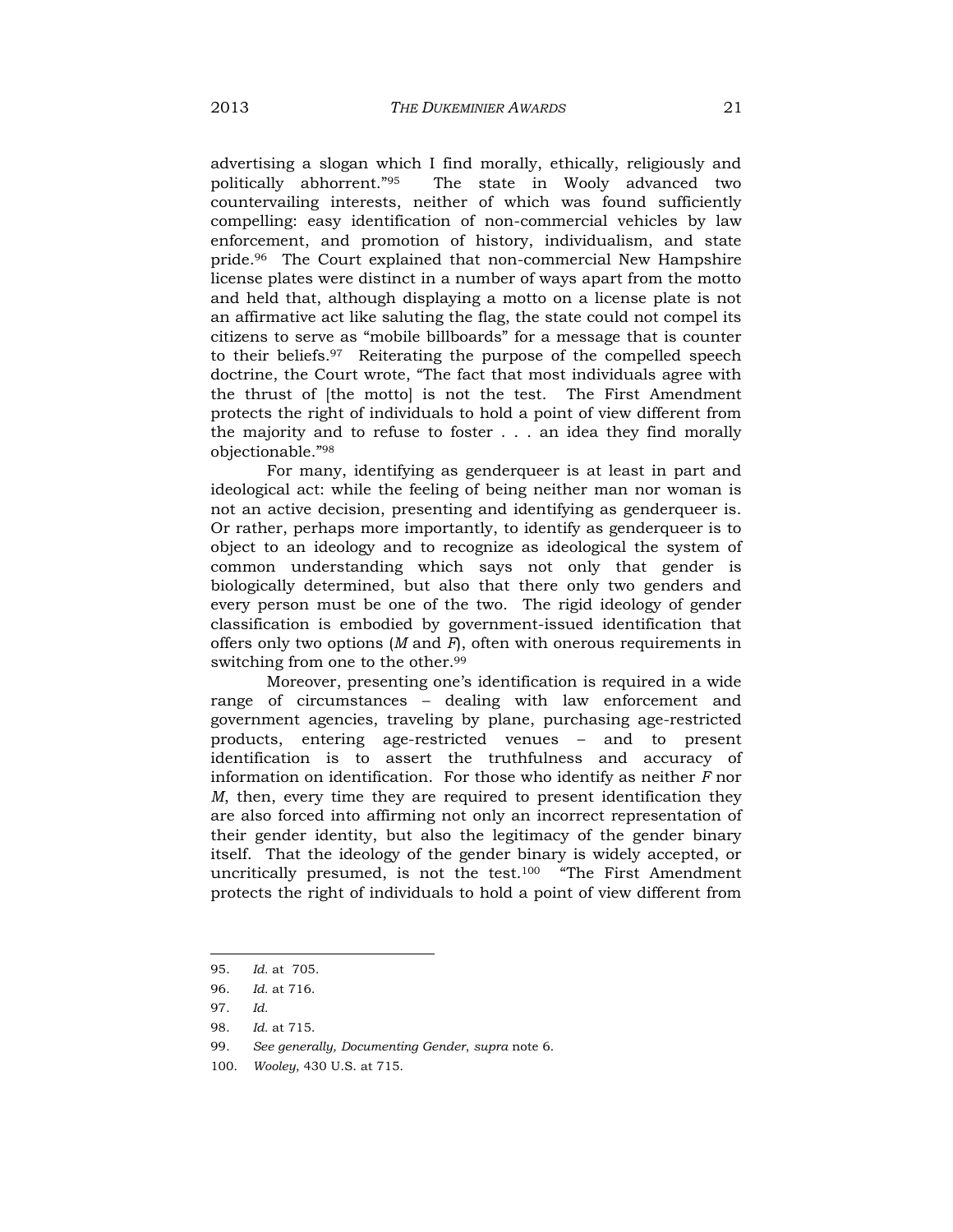advertising a slogan which I find morally, ethically, religiously and politically abhorrent."[95] The state in Wooly advanced two countervailing interests, neither of which was found sufficiently compelling: easy identification of non-commercial vehicles by law enforcement, and promotion of history, individualism, and state pride.[96] The Court explained that non-commercial New Hampshire license plates were distinct in a number of ways apart from the motto and held that, although displaying a motto on a license plate is not an affirmative act like saluting the flag, the state could not compel its citizens to serve as "mobile billboards" for a message that is counter to their beliefs.[97] Reiterating the purpose of the compelled speech doctrine, the Court wrote, "The fact that most individuals agree with the thrust of [the motto] is not the test. The First Amendment protects the right of individuals to hold a point of view different from the majority and to refuse to foster . . . an idea they find morally objectionable."[98]

For many, identifying as genderqueer is at least in part and ideological act: while the feeling of being neither man nor woman is not an active decision, presenting and identifying as genderqueer is. Or rather, perhaps more importantly, to identify as genderqueer is to object to an ideology and to recognize as ideological the system of common understanding which says not only that gender is biologically determined, but also that there only two genders and every person must be one of the two. The rigid ideology of gender classification is embodied by government-issued identification that offers only two options (*M* and *F*), often with onerous requirements in switching from one to the other.[99]

Moreover, presenting one's identification is required in a wide range of circumstances – dealing with law enforcement and government agencies, traveling by plane, purchasing age-restricted products, entering age-restricted venues – and to present identification is to assert the truthfulness and accuracy of information on identification. For those who identify as neither *F* nor *M*, then, every time they are required to present identification they are also forced into affirming not only an incorrect representation of their gender identity, but also the legitimacy of the gender binary itself. That the ideology of the gender binary is widely accepted, or uncritically presumed, is not the test.[100] "The First Amendment protects the right of individuals to hold a point of view different from

---

95. *Id.* at 705.

96. *Id.* at 716.

97. *Id.*

98. *Id.* at 715.

99. *See generally, Documenting Gender*, *supra* note 6.

100. *Wooley*, 430 U.S. at 715.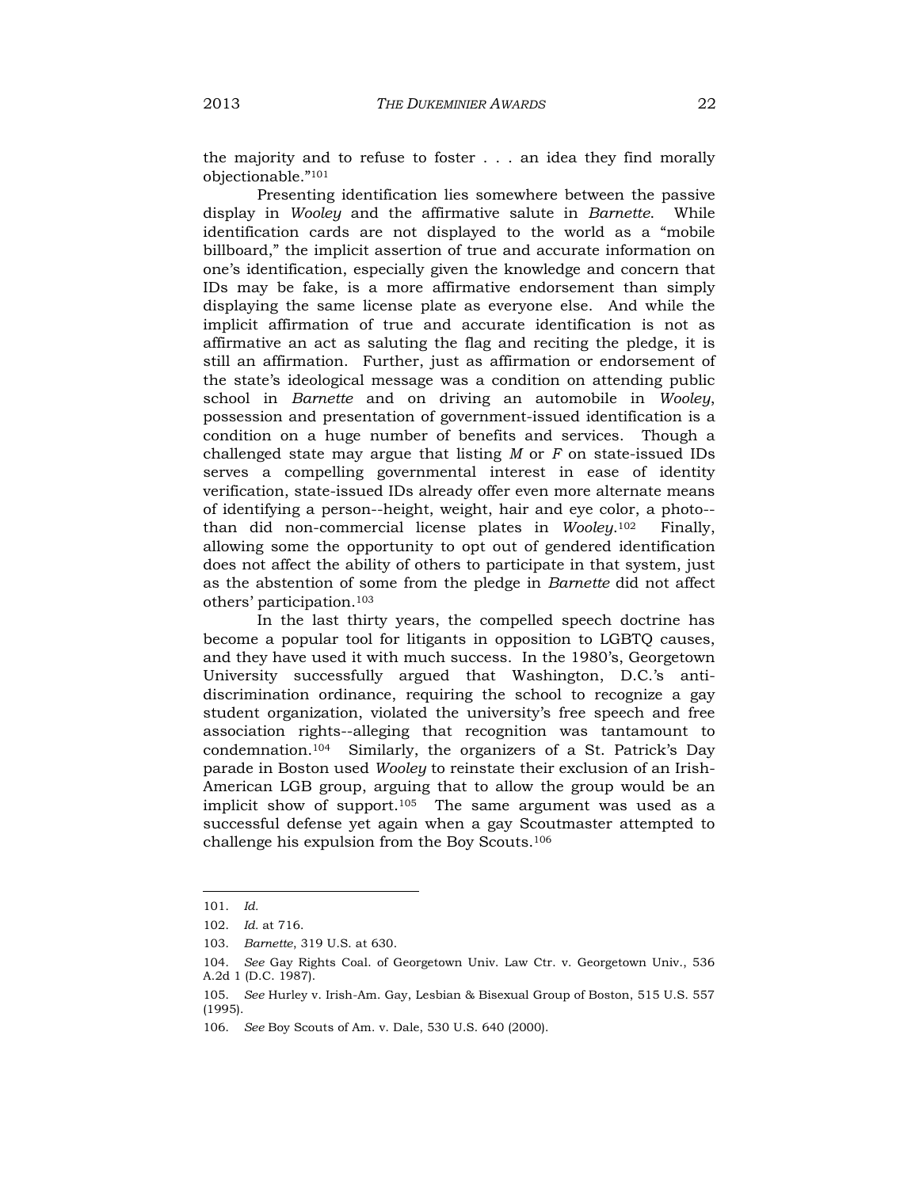the majority and to refuse to foster . . . an idea they find morally objectionable."[101]

Presenting identification lies somewhere between the passive display in *Wooley* and the affirmative salute in *Barnette*. While identification cards are not displayed to the world as a "mobile billboard," the implicit assertion of true and accurate information on one's identification, especially given the knowledge and concern that IDs may be fake, is a more affirmative endorsement than simply displaying the same license plate as everyone else. And while the implicit affirmation of true and accurate identification is not as affirmative an act as saluting the flag and reciting the pledge, it is still an affirmation. Further, just as affirmation or endorsement of the state's ideological message was a condition on attending public school in *Barnette* and on driving an automobile in *Wooley*, possession and presentation of government-issued identification is a condition on a huge number of benefits and services. Though a challenged state may argue that listing *M* or *F* on state-issued IDs serves a compelling governmental interest in ease of identity verification, state-issued IDs already offer even more alternate means of identifying a person--height, weight, hair and eye color, a photo--than did non-commercial license plates in *Wooley*.[102] Finally, allowing some the opportunity to opt out of gendered identification does not affect the ability of others to participate in that system, just as the abstention of some from the pledge in *Barnette* did not affect others' participation.[103]

In the last thirty years, the compelled speech doctrine has become a popular tool for litigants in opposition to LGBTQ causes, and they have used it with much success. In the 1980's, Georgetown University successfully argued that Washington, D.C.'s anti-discrimination ordinance, requiring the school to recognize a gay student organization, violated the university's free speech and free association rights--alleging that recognition was tantamount to condemnation.[104] Similarly, the organizers of a St. Patrick's Day parade in Boston used *Wooley* to reinstate their exclusion of an Irish-American LGB group, arguing that to allow the group would be an implicit show of support.[105] The same argument was used as a successful defense yet again when a gay Scoutmaster attempted to challenge his expulsion from the Boy Scouts.[106]

---

101. *Id.*

102. *Id.* at 716.

103. *Barnette*, 319 U.S. at 630.

104. *See* Gay Rights Coal. of Georgetown Univ. Law Ctr. v. Georgetown Univ., 536 A.2d 1 (D.C. 1987).

105. *See* Hurley v. Irish-Am. Gay, Lesbian & Bisexual Group of Boston, 515 U.S. 557 (1995).

106. *See* Boy Scouts of Am. v. Dale, 530 U.S. 640 (2000).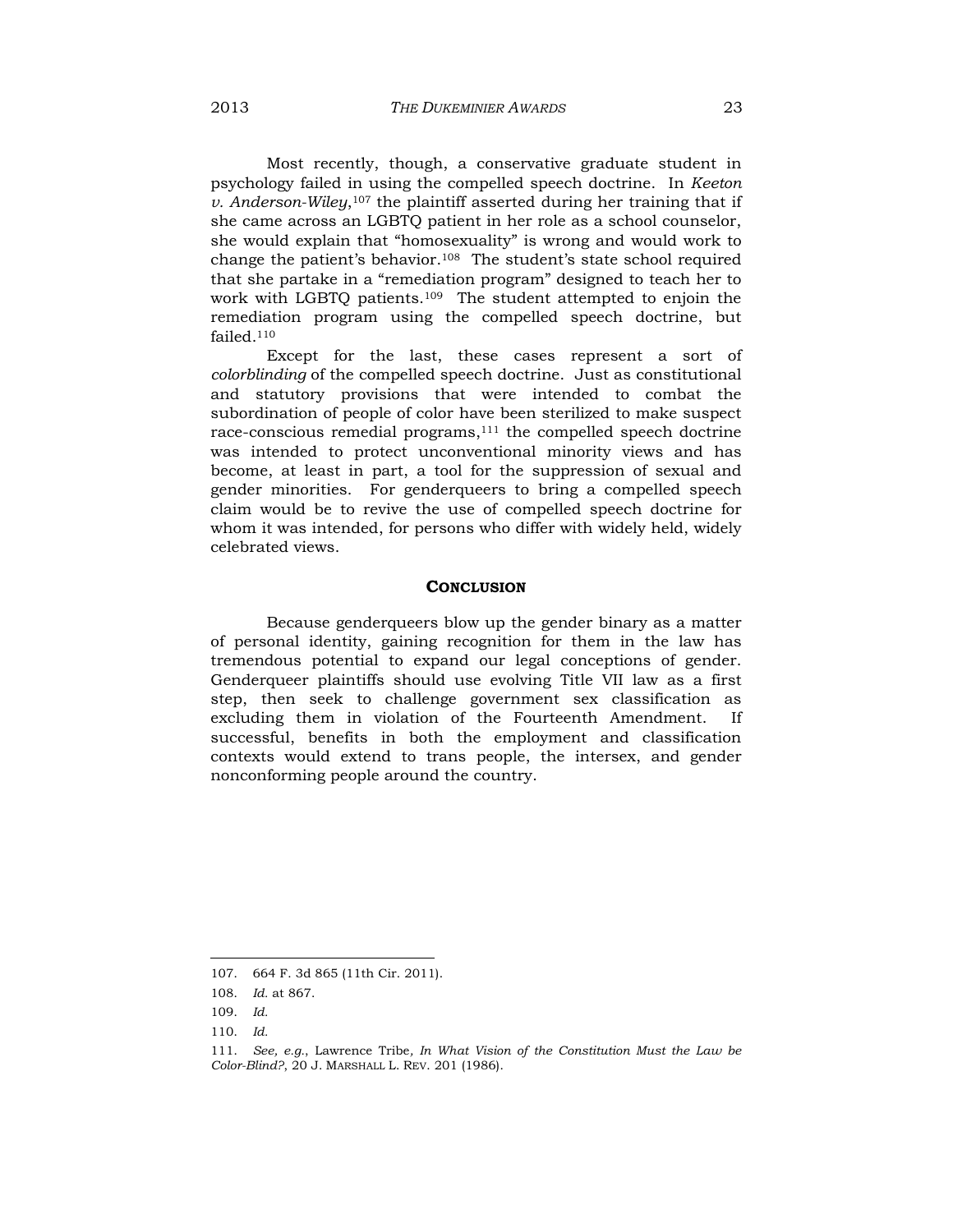Most recently, though, a conservative graduate student in psychology failed in using the compelled speech doctrine. In *Keeton v. Anderson-Wiley*,[107] the plaintiff asserted during her training that if she came across an LGBTQ patient in her role as a school counselor, she would explain that "homosexuality" is wrong and would work to change the patient's behavior.[108] The student's state school required that she partake in a "remediation program" designed to teach her to work with LGBTQ patients.[109] The student attempted to enjoin the remediation program using the compelled speech doctrine, but failed.[110]

Except for the last, these cases represent a sort of *colorblinding* of the compelled speech doctrine. Just as constitutional and statutory provisions that were intended to combat the subordination of people of color have been sterilized to make suspect race-conscious remedial programs,[111] the compelled speech doctrine was intended to protect unconventional minority views and has become, at least in part, a tool for the suppression of sexual and gender minorities. For genderqueers to bring a compelled speech claim would be to revive the use of compelled speech doctrine for whom it was intended, for persons who differ with widely held, widely celebrated views.

## CONCLUSION

Because genderqueers blow up the gender binary as a matter of personal identity, gaining recognition for them in the law has tremendous potential to expand our legal conceptions of gender. Genderqueer plaintiffs should use evolving Title VII law as a first step, then seek to challenge government sex classification as excluding them in violation of the Fourteenth Amendment. If successful, benefits in both the employment and classification contexts would extend to trans people, the intersex, and gender nonconforming people around the country.

---

107. 664 F. 3d 865 (11th Cir. 2011).

108. *Id.* at 867.

109. *Id.*

110. *Id.*

111. *See, e.g.*, Lawrence Tribe, *In What Vision of the Constitution Must the Law be Color-Blind?*, 20 J. MARSHALL L. REV. 201 (1986).